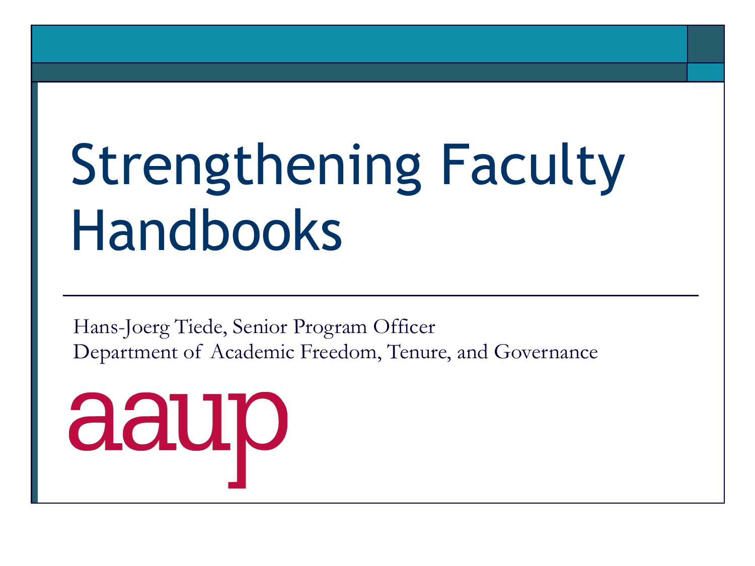# Strengthening Faculty Handbooks

Hans-Joerg Tiede, Senior Program Officer
Department of Academic Freedom, Tenure, and Governance

aaup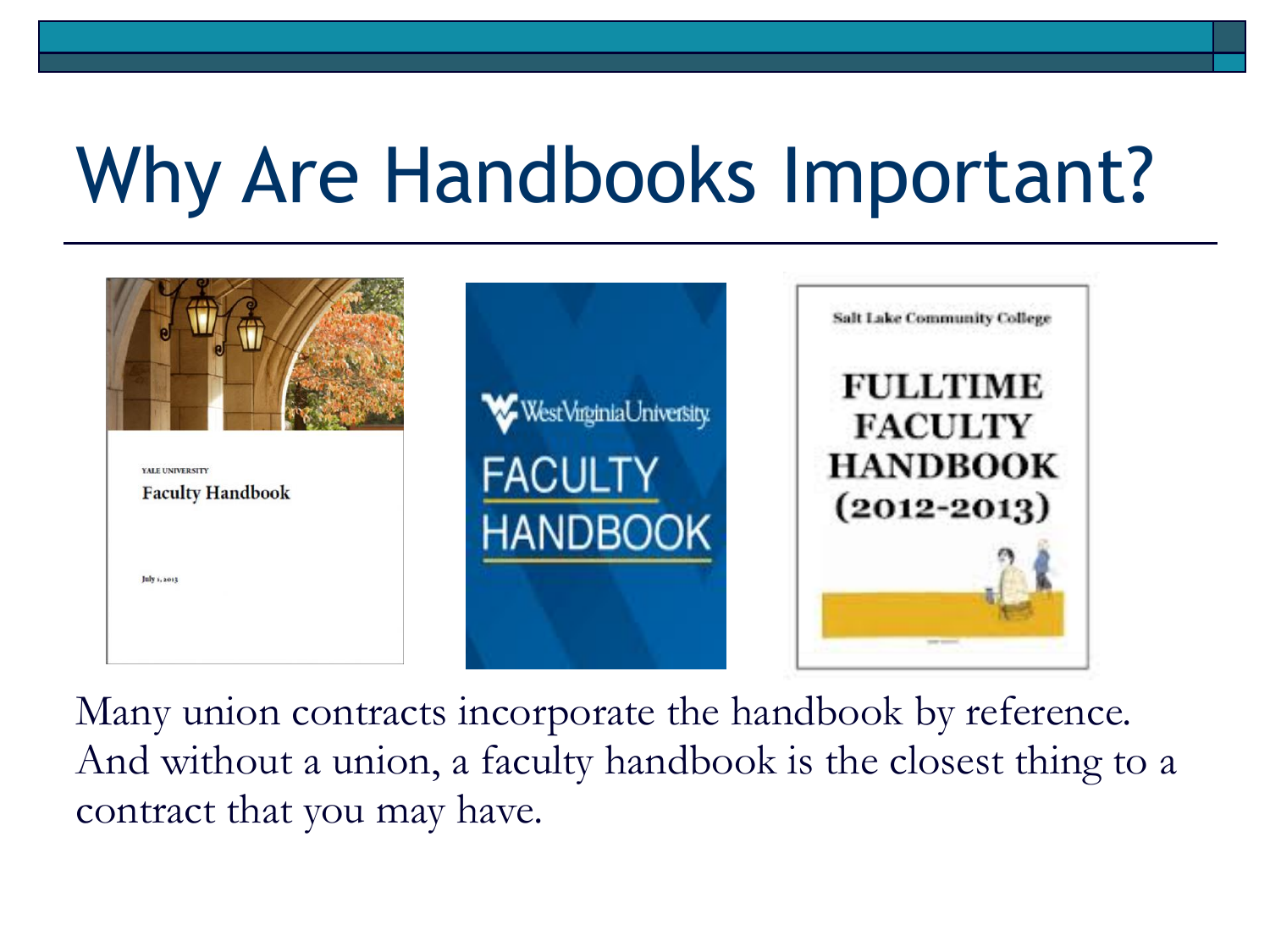# Why Are Handbooks Important?

Many union contracts incorporate the handbook by reference. And without a union, a faculty handbook is the closest thing to a contract that you may have.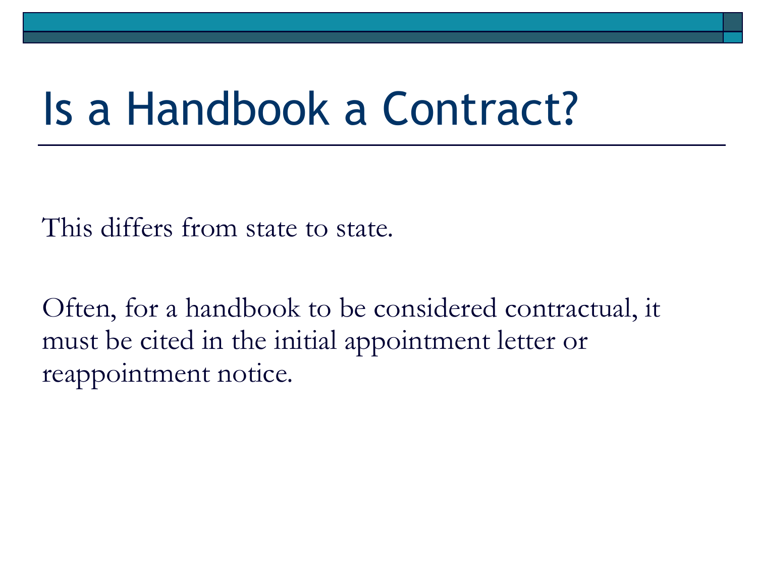# Is a Handbook a Contract?

This differs from state to state.

Often, for a handbook to be considered contractual, it must be cited in the initial appointment letter or reappointment notice.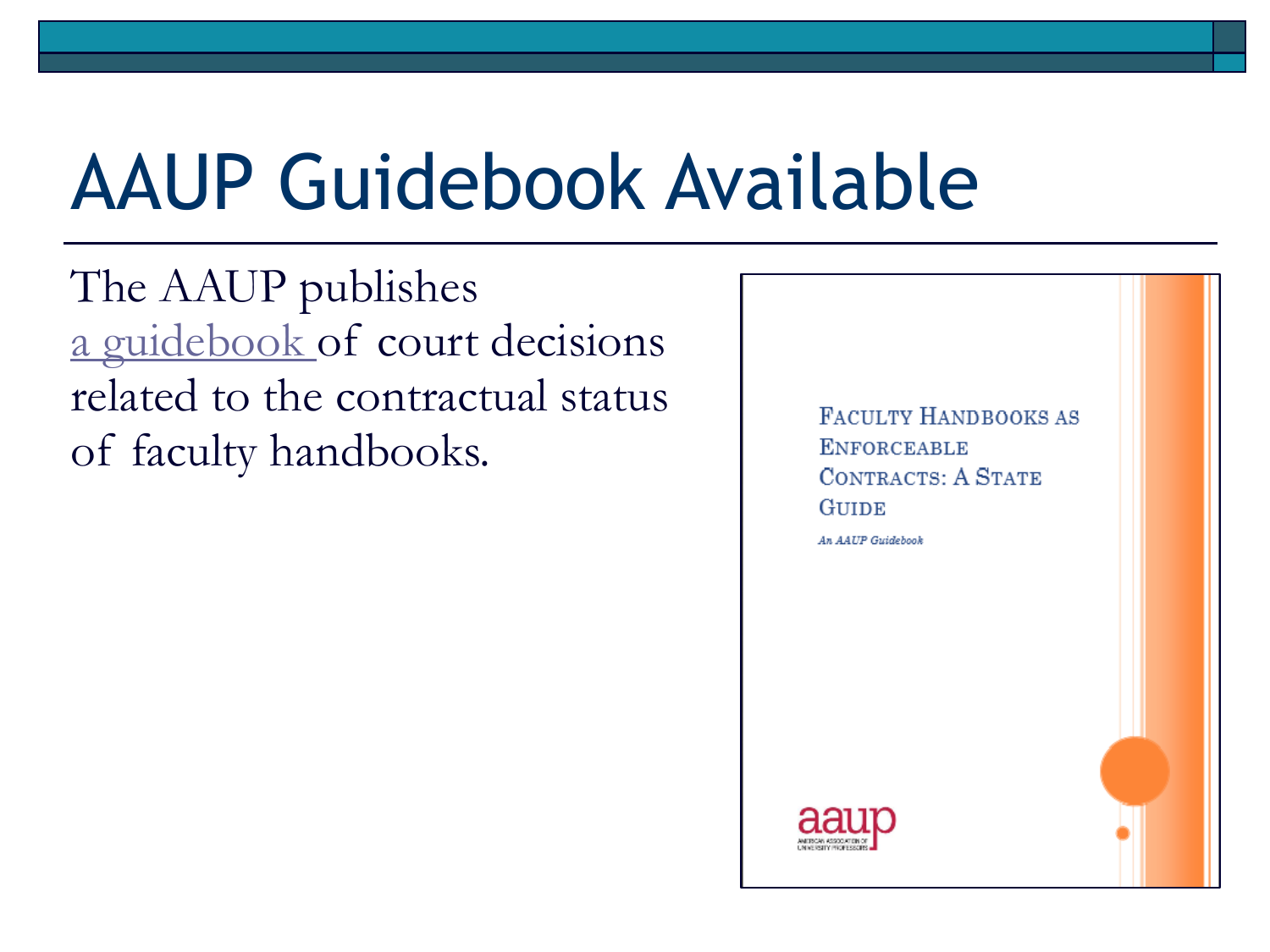# AAUP Guidebook Available

The AAUP publishes a guidebook of court decisions related to the contractual status of faculty handbooks.

FACULTY HANDBOOKS AS ENFORCEABLE CONTRACTS: A STATE GUIDE

*An AAUP Guidebook*

aaup
AMERICAN ASSOCIATION OF UNIVERSITY PROFESSORS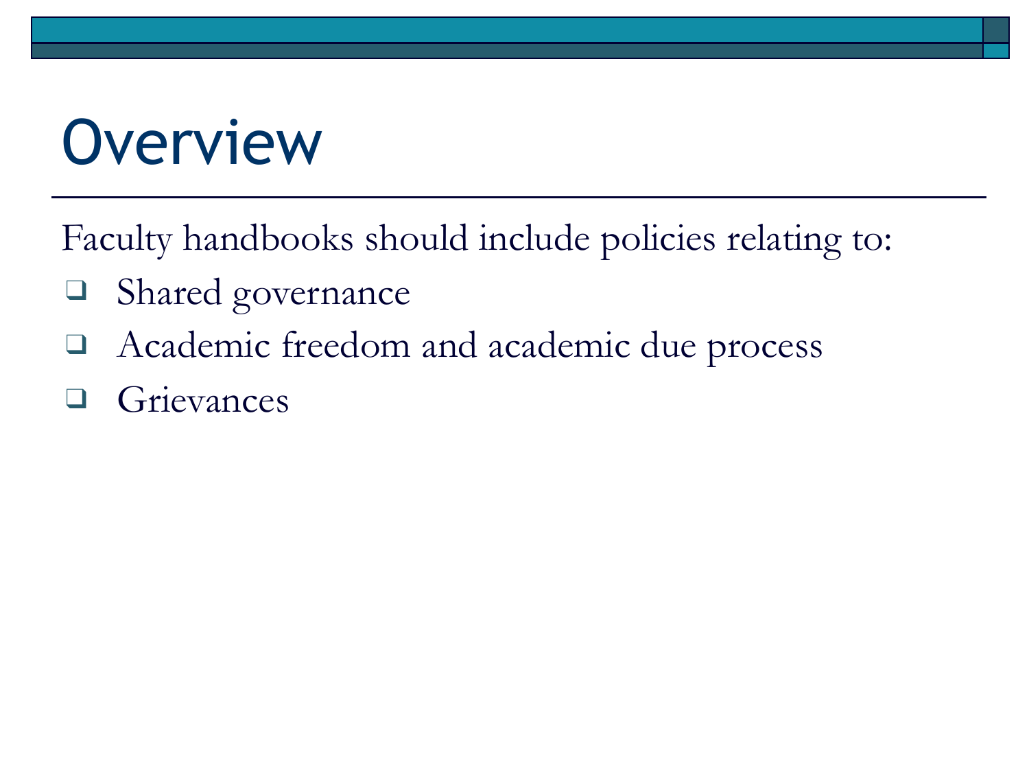# Overview

Faculty handbooks should include policies relating to:

- Shared governance
- Academic freedom and academic due process
- Grievances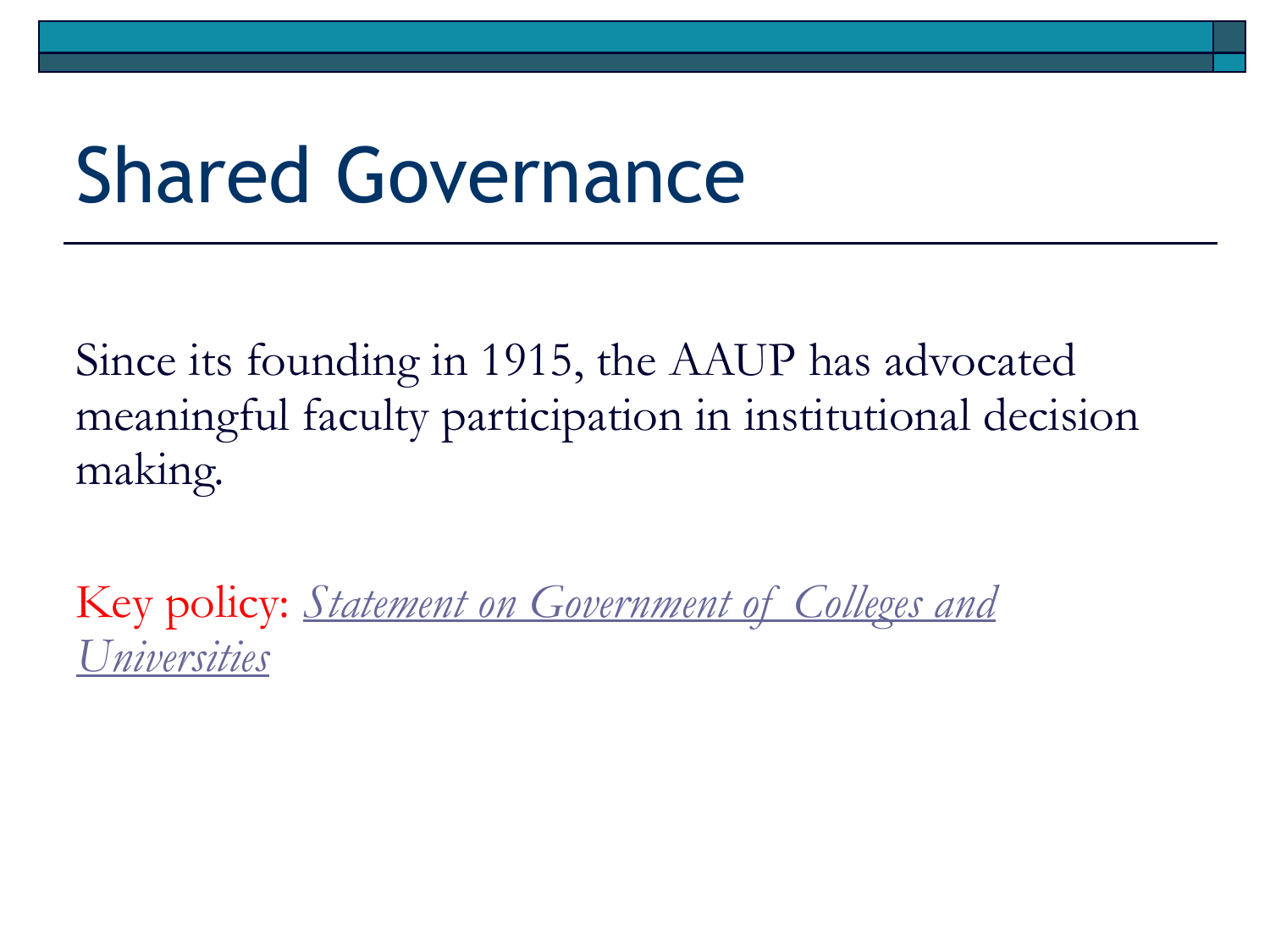# Shared Governance

Since its founding in 1915, the AAUP has advocated meaningful faculty participation in institutional decision making.

Key policy: *Statement on Government of Colleges and Universities*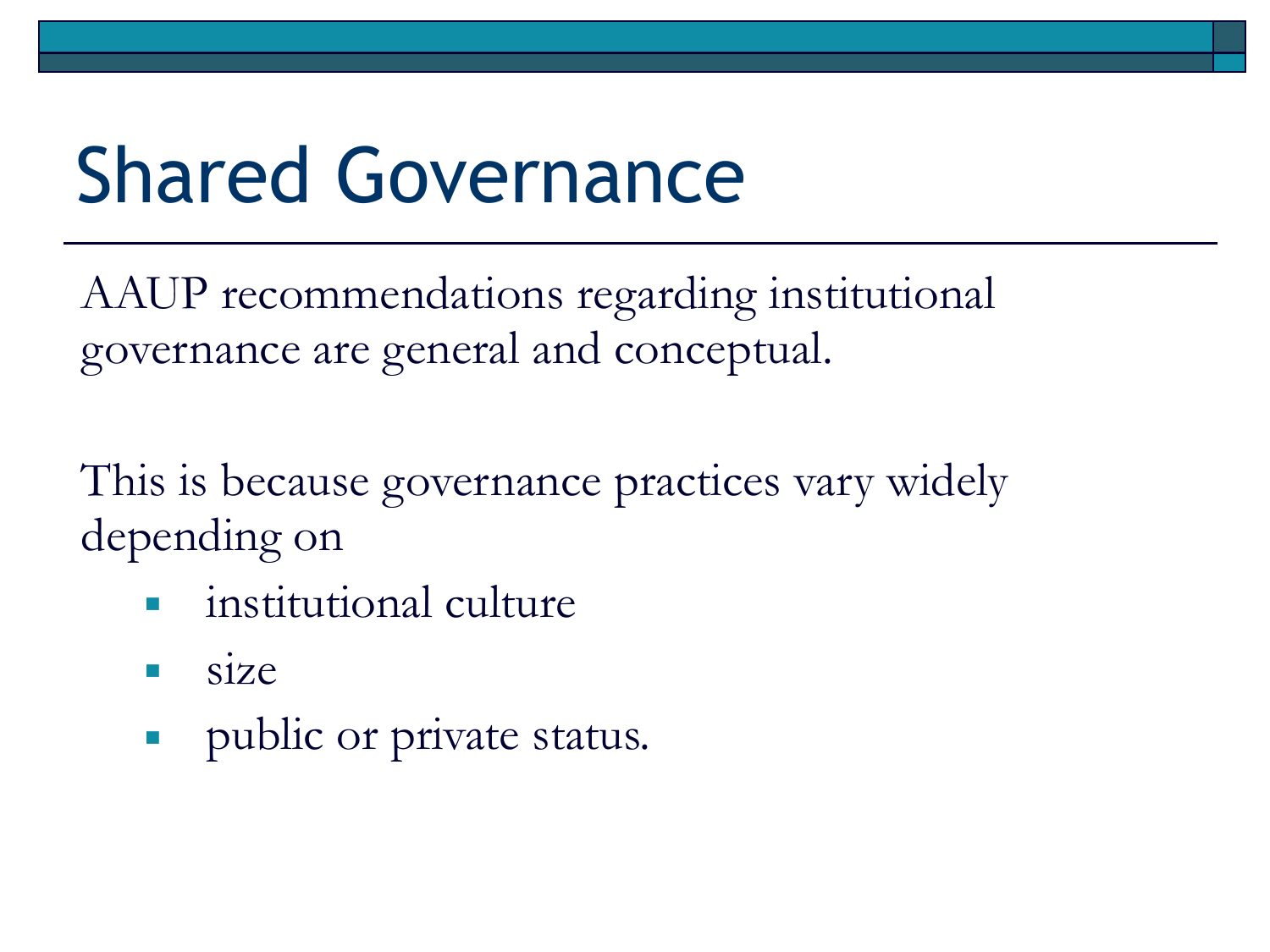# Shared Governance

AAUP recommendations regarding institutional governance are general and conceptual.

This is because governance practices vary widely depending on

- institutional culture
- size
- public or private status.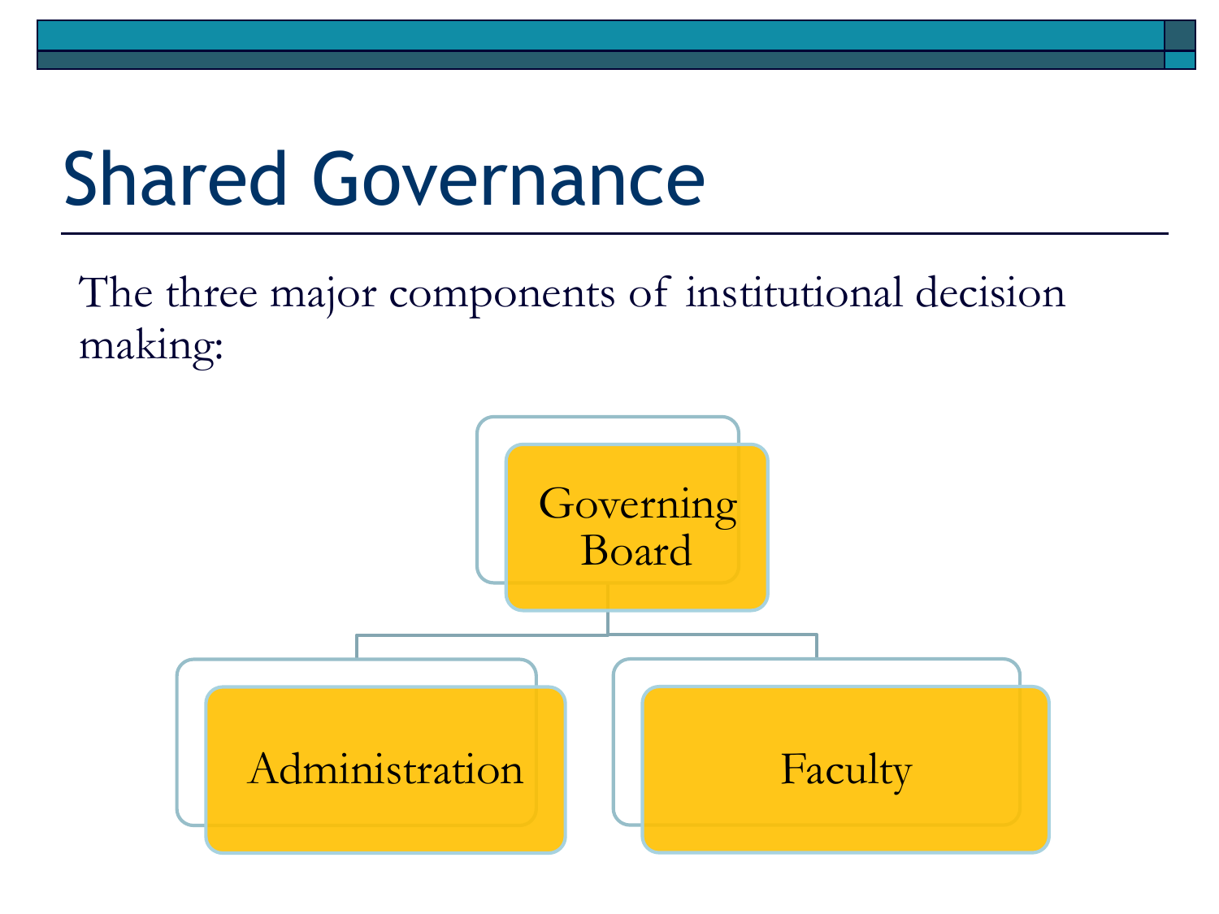# Shared Governance

The three major components of institutional decision making:

- Governing Board
  - Administration
  - Faculty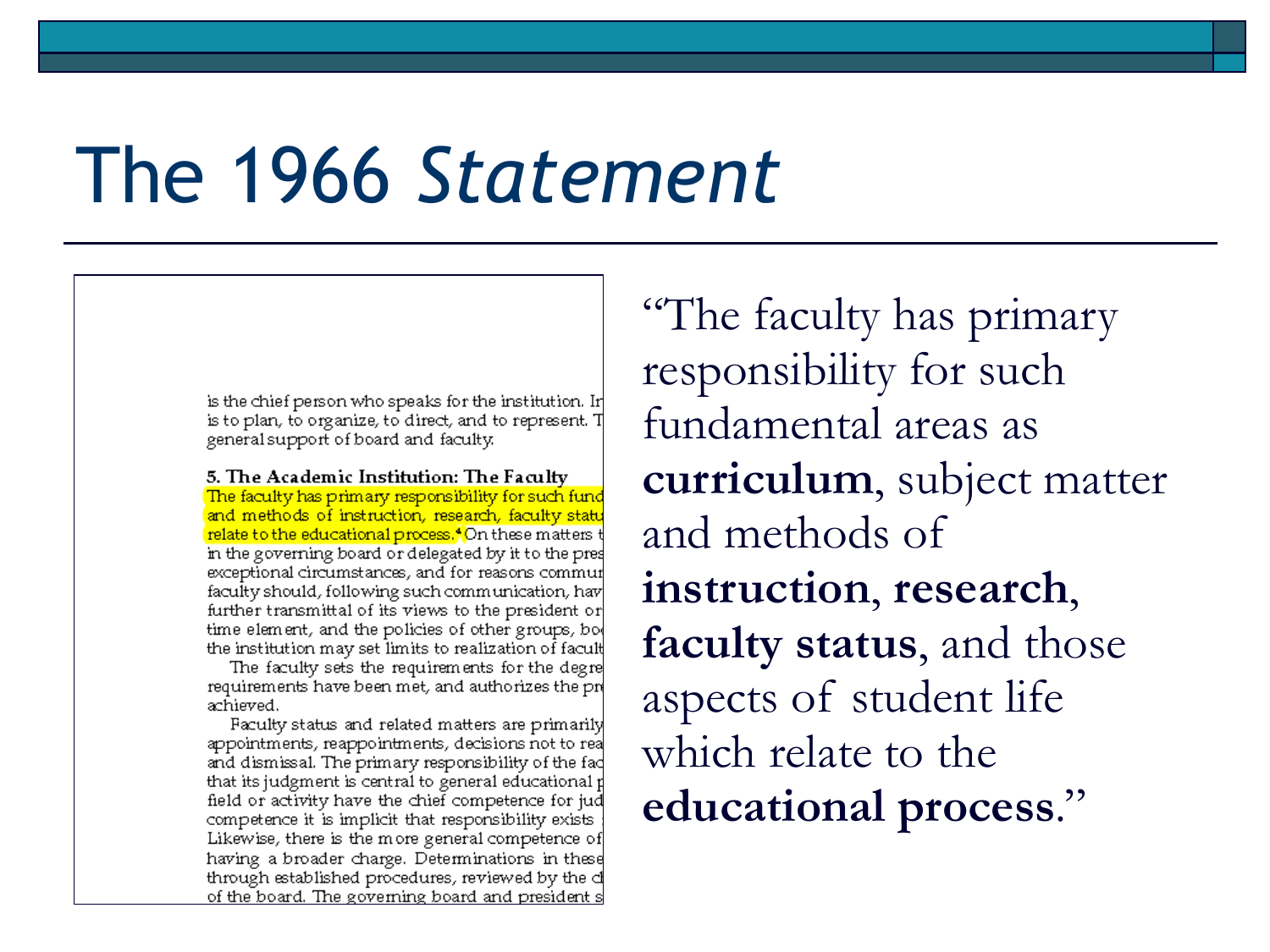# The 1966 *Statement*

is the chief person who speaks for the institution. In
is to plan, to organize, to direct, and to represent. T
general support of board and faculty.

**5. The Academic Institution: The Faculty**

The faculty has primary responsibility for such fund
and methods of instruction, research, faculty statu
relate to the educational process.[4] On these matters t
in the governing board or delegated by it to the pres
exceptional circumstances, and for reasons commu
faculty should, following such communication, hav
further transmittal of its views to the president or
time element, and the policies of other groups, bo
the institution may set limits to realization of facult

The faculty sets the requirements for the degre
requirements have been met, and authorizes the pr
achieved.

Faculty status and related matters are primarily
appointments, reappointments, decisions not to rea
and dismissal. The primary responsibility of the fac
that its judgment is central to general educational p
field or activity have the chief competence for jud
competence it is implicit that responsibility exists
Likewise, there is the more general competence of
having a broader charge. Determinations in these
through established procedures, reviewed by the c
of the board. The governing board and president s

"The faculty has primary responsibility for such fundamental areas as **curriculum**, subject matter and methods of **instruction**, **research**, **faculty status**, and those aspects of student life which relate to the **educational process**."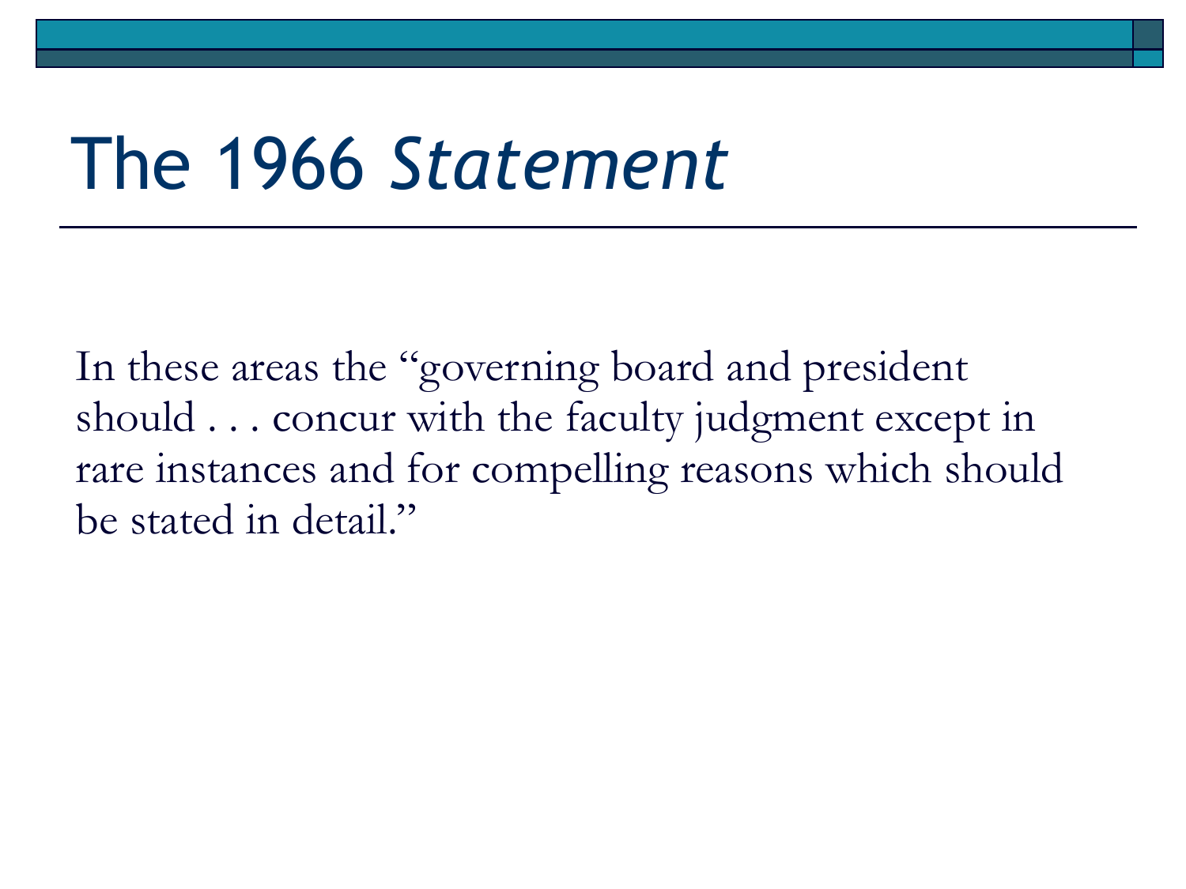# The 1966 *Statement*

In these areas the "governing board and president should . . . concur with the faculty judgment except in rare instances and for compelling reasons which should be stated in detail."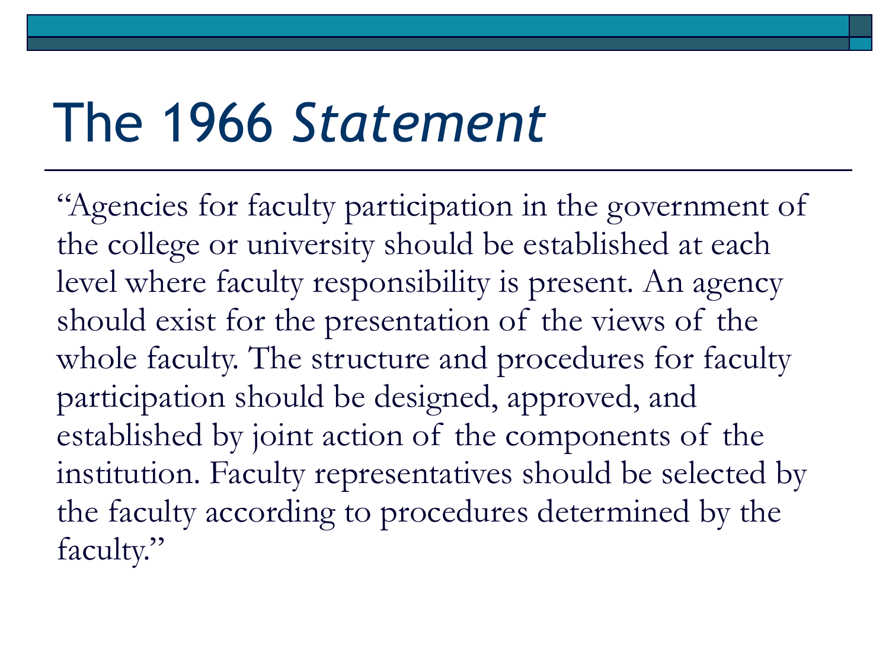# The 1966 *Statement*

"Agencies for faculty participation in the government of the college or university should be established at each level where faculty responsibility is present. An agency should exist for the presentation of the views of the whole faculty. The structure and procedures for faculty participation should be designed, approved, and established by joint action of the components of the institution. Faculty representatives should be selected by the faculty according to procedures determined by the faculty."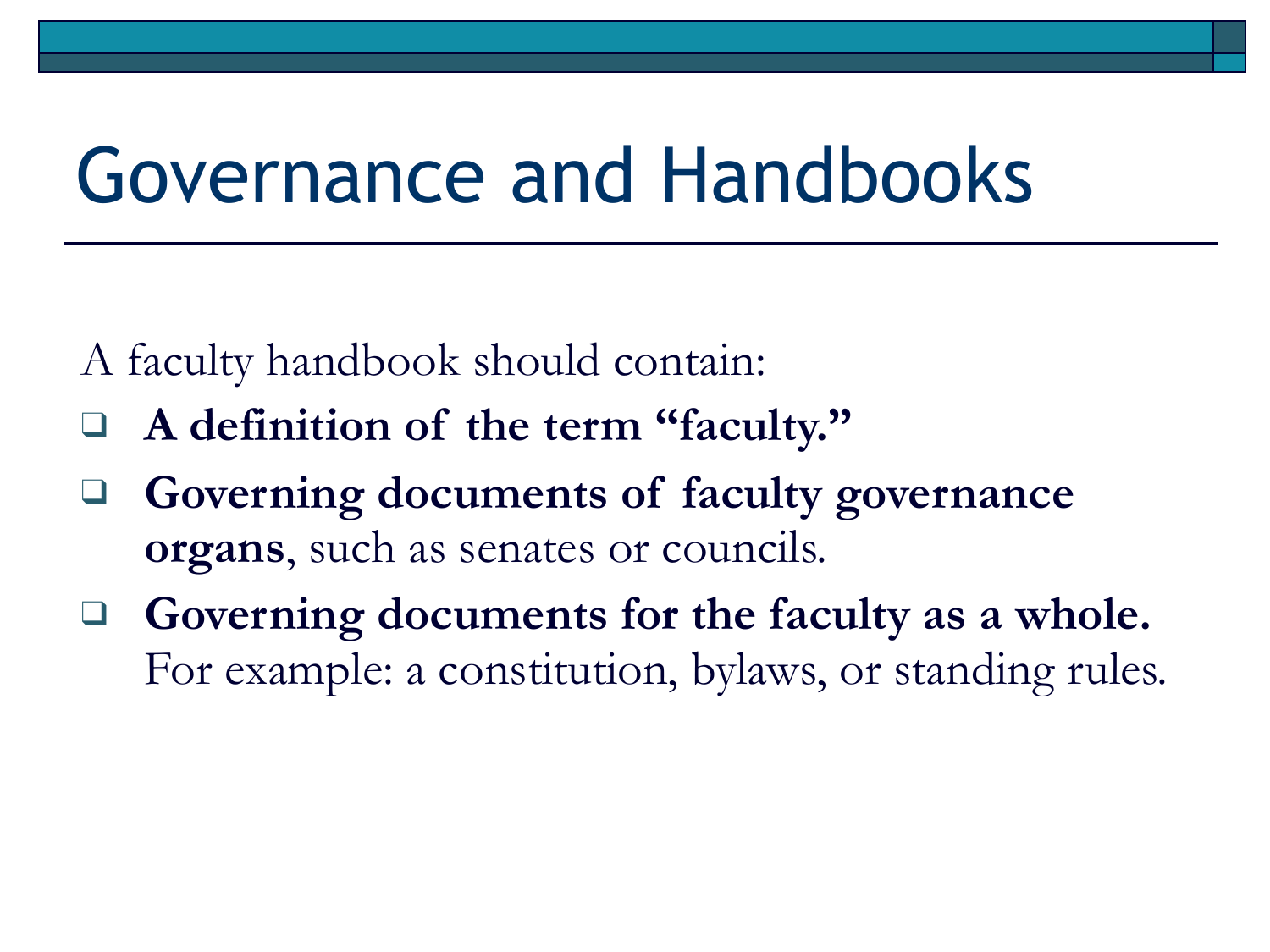# Governance and Handbooks

A faculty handbook should contain:

- **A definition of the term "faculty."**
- **Governing documents of faculty governance organs**, such as senates or councils.
- **Governing documents for the faculty as a whole.** For example: a constitution, bylaws, or standing rules.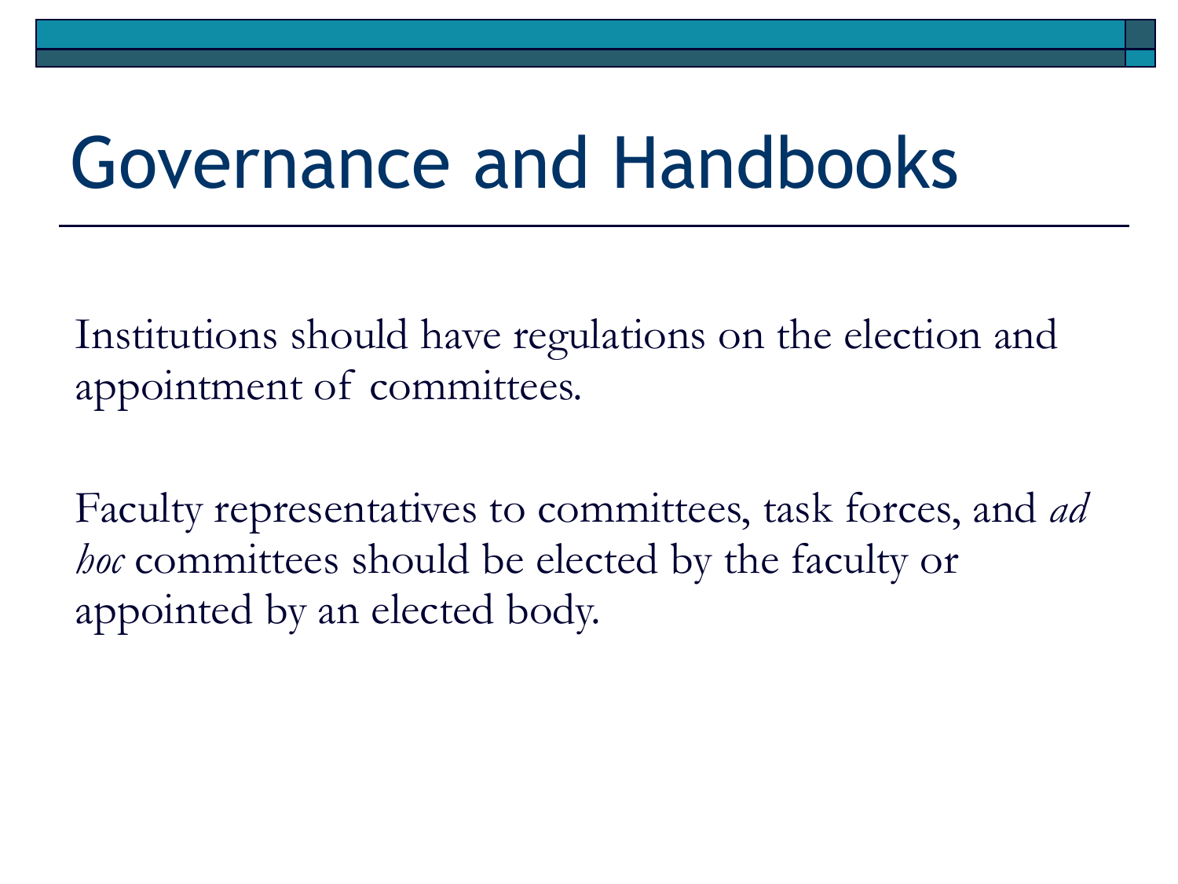# Governance and Handbooks

Institutions should have regulations on the election and appointment of committees.

Faculty representatives to committees, task forces, and *ad hoc* committees should be elected by the faculty or appointed by an elected body.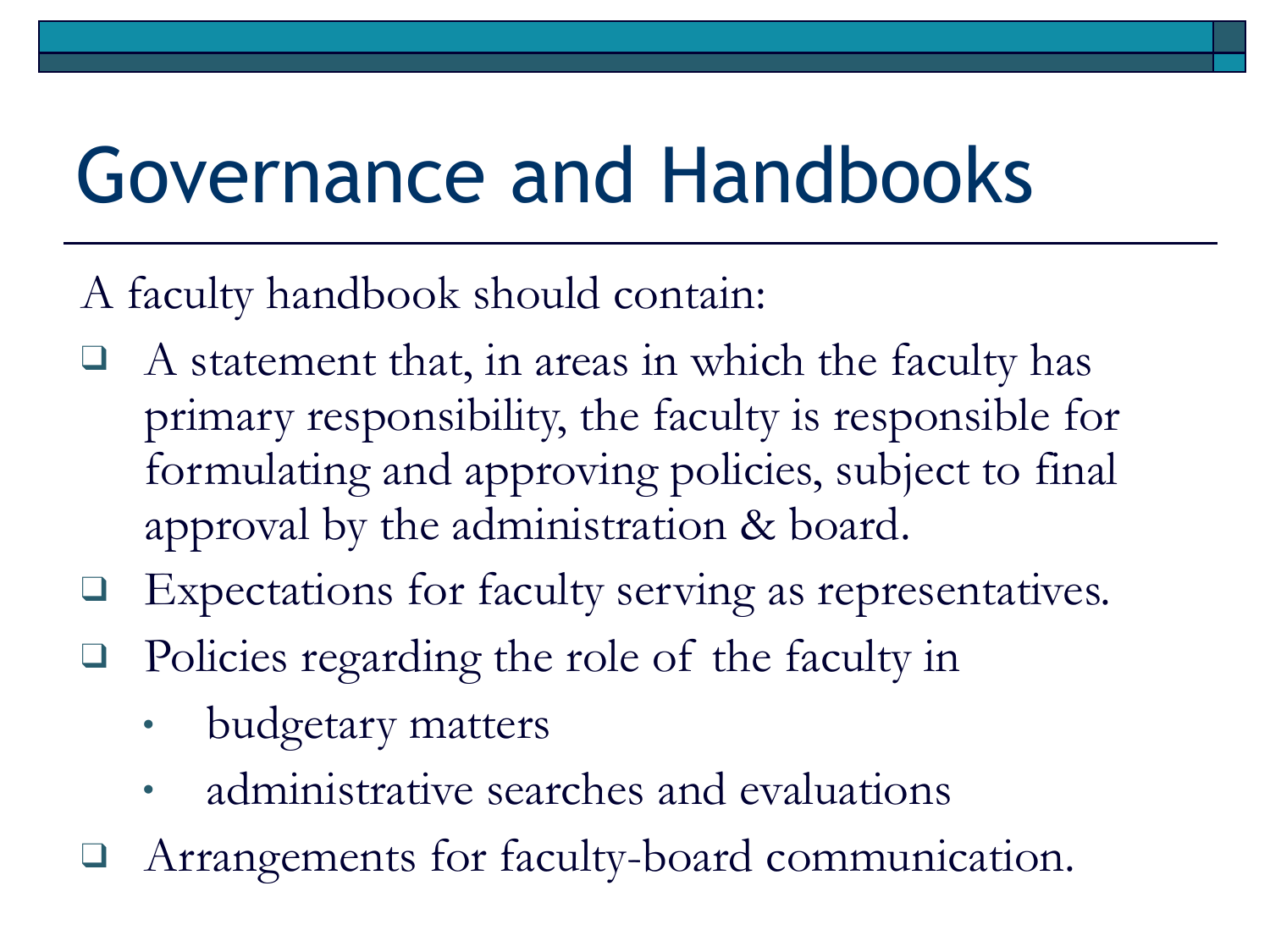# Governance and Handbooks

A faculty handbook should contain:

- A statement that, in areas in which the faculty has primary responsibility, the faculty is responsible for formulating and approving policies, subject to final approval by the administration & board.
- Expectations for faculty serving as representatives.
- Policies regarding the role of the faculty in
  - budgetary matters
  - administrative searches and evaluations
- Arrangements for faculty-board communication.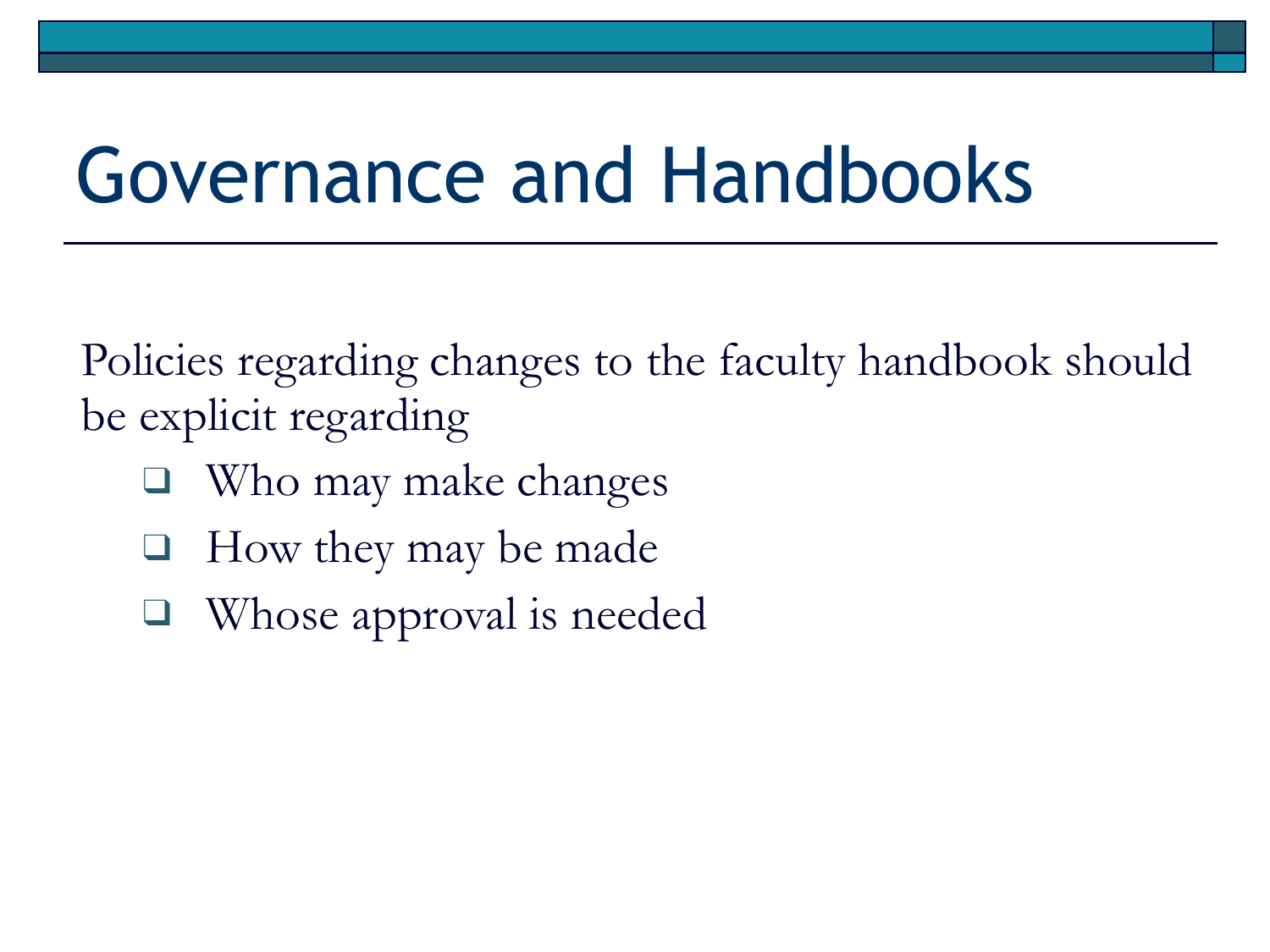# Governance and Handbooks

Policies regarding changes to the faculty handbook should be explicit regarding

- Who may make changes
- How they may be made
- Whose approval is needed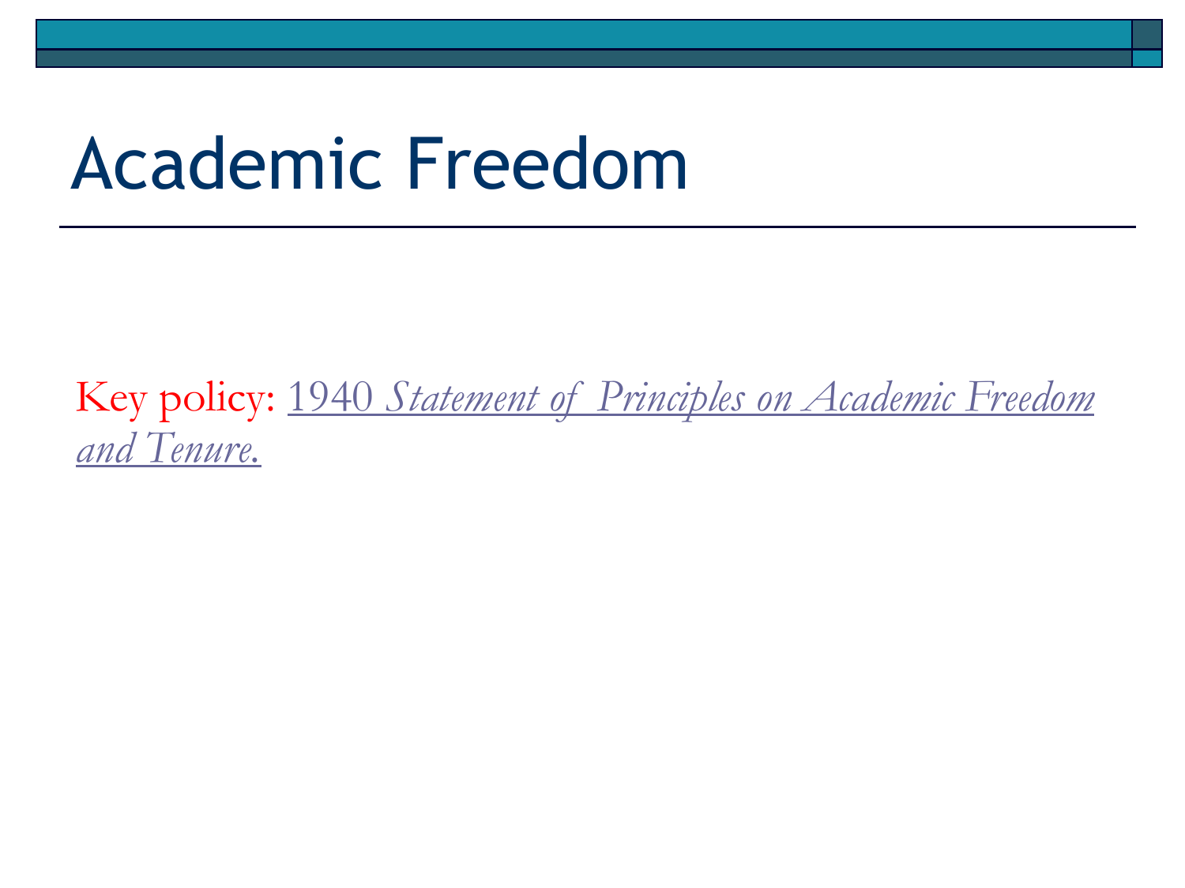# Academic Freedom

Key policy: 1940 *Statement of Principles on Academic Freedom and Tenure.*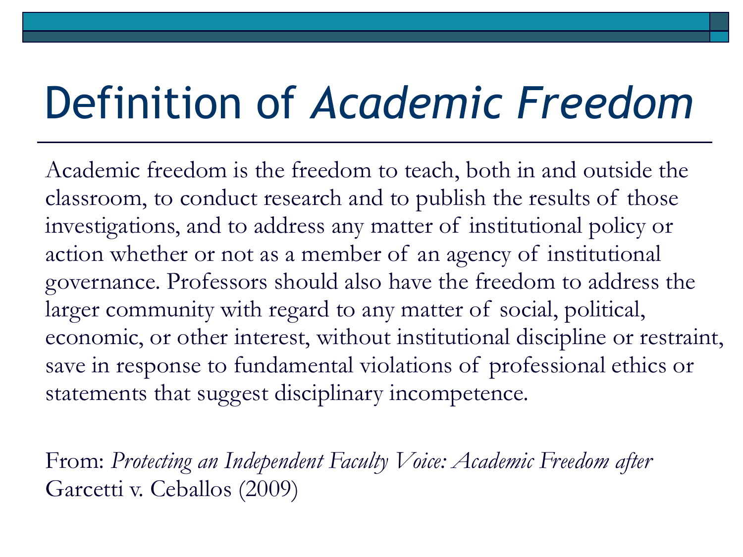# Definition of *Academic Freedom*

Academic freedom is the freedom to teach, both in and outside the classroom, to conduct research and to publish the results of those investigations, and to address any matter of institutional policy or action whether or not as a member of an agency of institutional governance. Professors should also have the freedom to address the larger community with regard to any matter of social, political, economic, or other interest, without institutional discipline or restraint, save in response to fundamental violations of professional ethics or statements that suggest disciplinary incompetence.

From: *Protecting an Independent Faculty Voice: Academic Freedom after* Garcetti v. Ceballos (2009)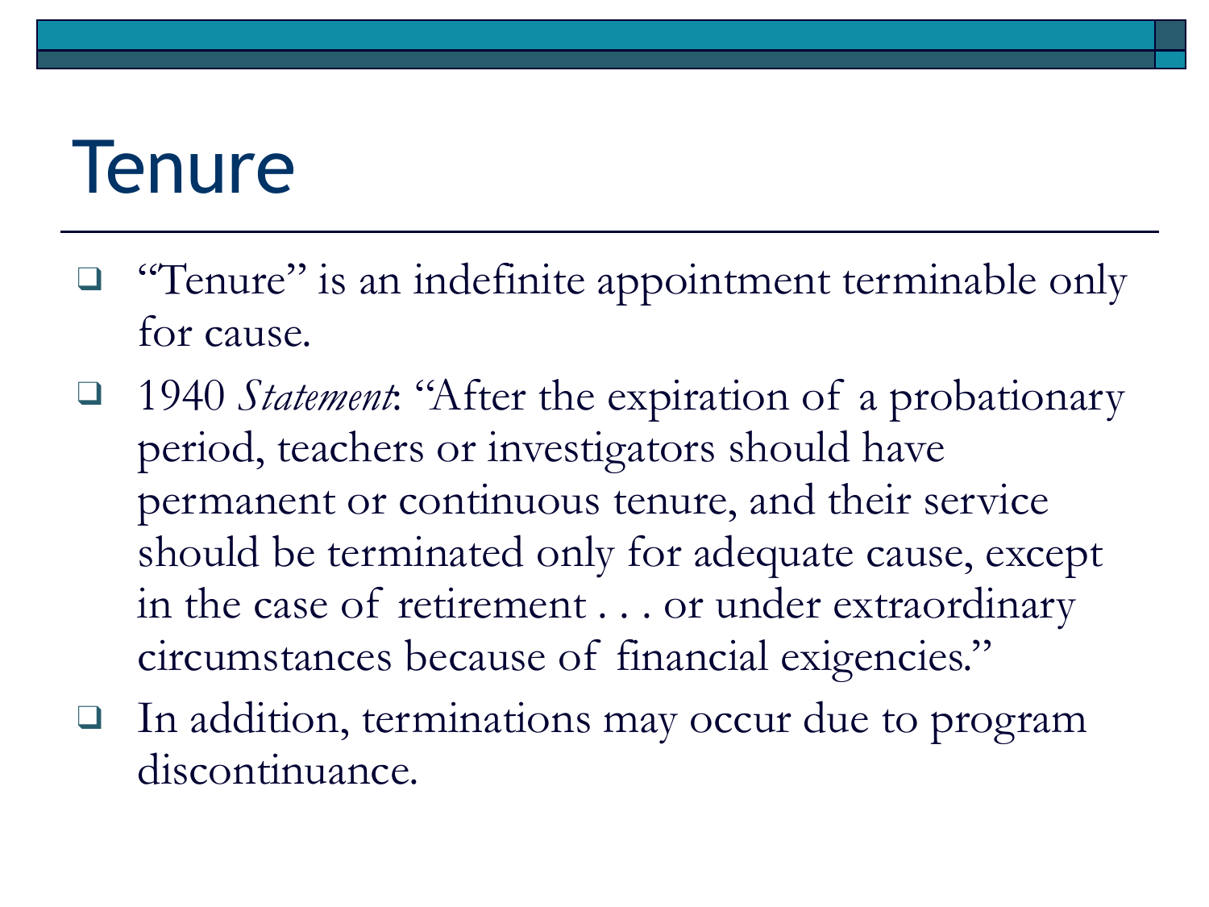# Tenure

- "Tenure" is an indefinite appointment terminable only for cause.
- 1940 *Statement*: "After the expiration of a probationary period, teachers or investigators should have permanent or continuous tenure, and their service should be terminated only for adequate cause, except in the case of retirement . . . or under extraordinary circumstances because of financial exigencies."
- In addition, terminations may occur due to program discontinuance.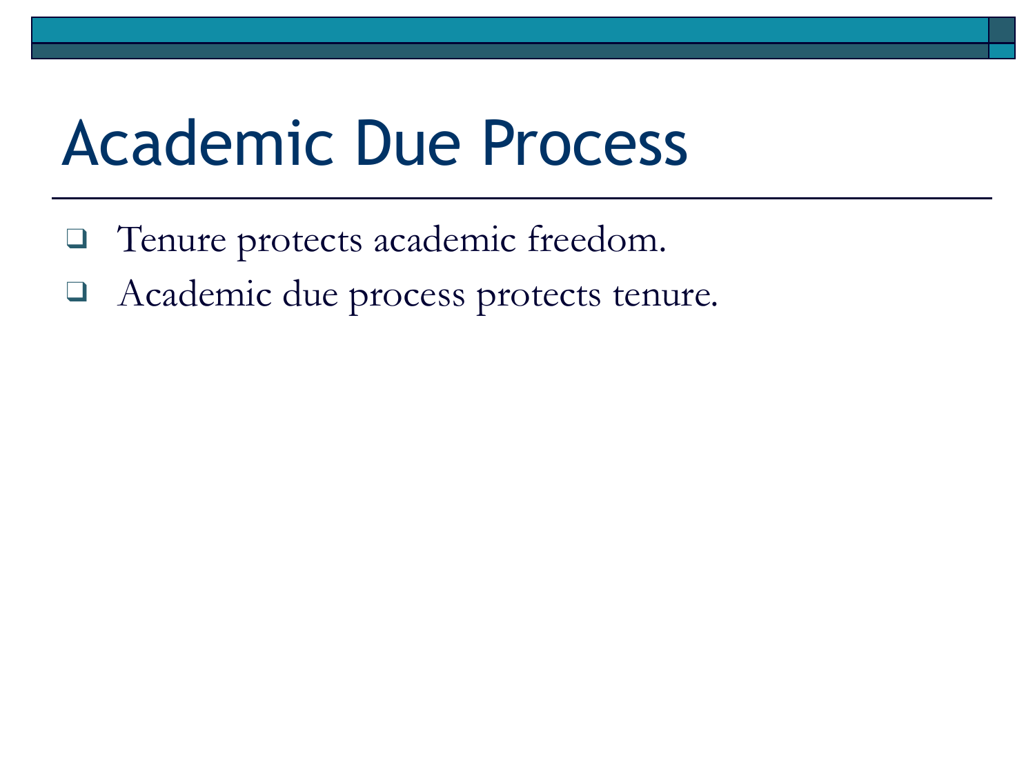# Academic Due Process

- Tenure protects academic freedom.
- Academic due process protects tenure.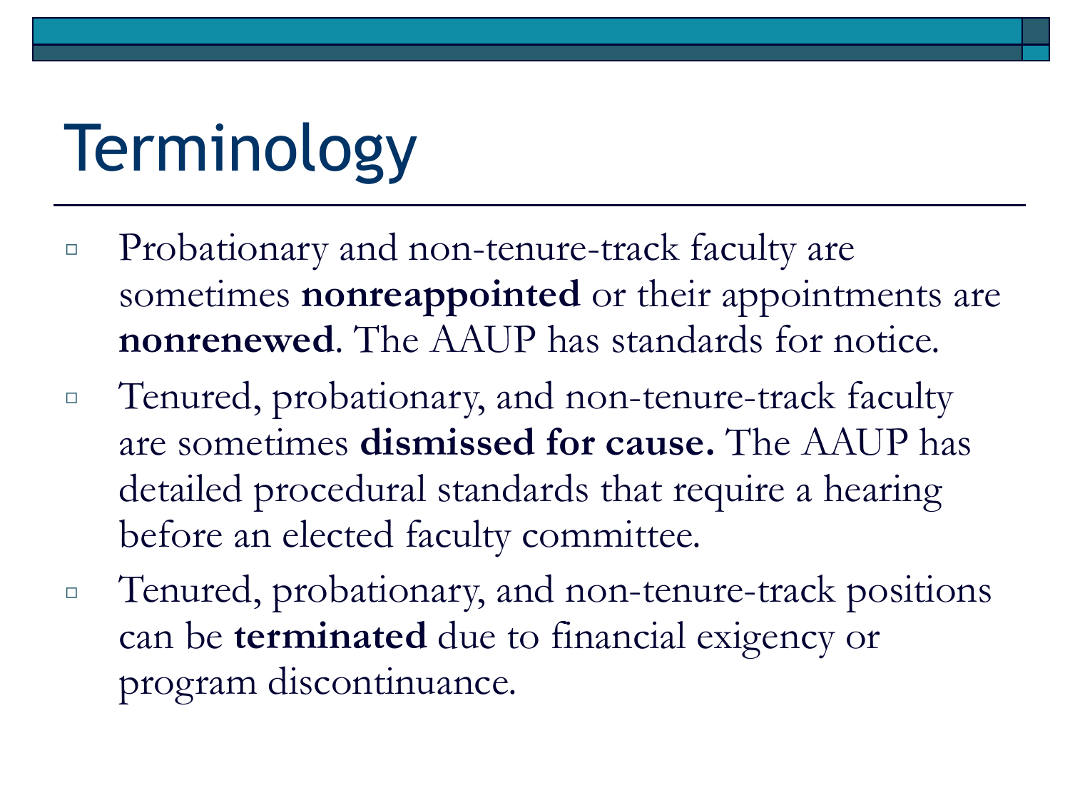# Terminology

- Probationary and non-tenure-track faculty are sometimes **nonreappointed** or their appointments are **nonrenewed**. The AAUP has standards for notice.
- Tenured, probationary, and non-tenure-track faculty are sometimes **dismissed for cause.** The AAUP has detailed procedural standards that require a hearing before an elected faculty committee.
- Tenured, probationary, and non-tenure-track positions can be **terminated** due to financial exigency or program discontinuance.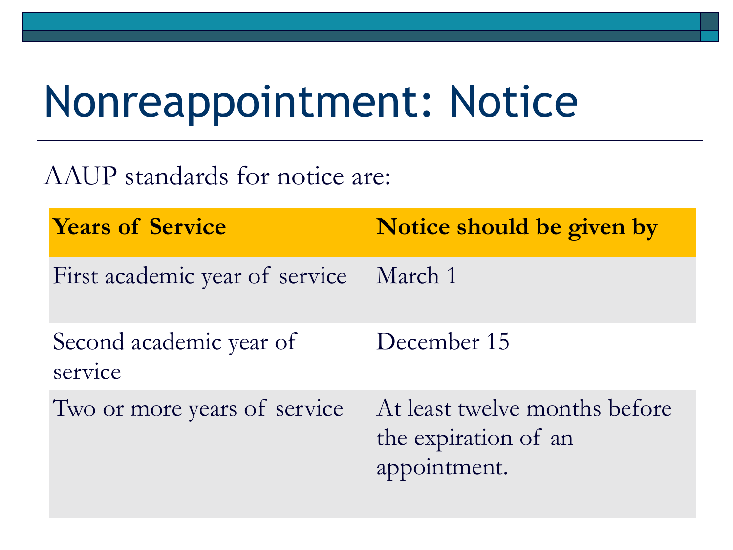# Nonreappointment: Notice

AAUP standards for notice are:

| Years of Service | Notice should be given by |
|---|---|
| First academic year of service | March 1 |
| Second academic year of service | December 15 |
| Two or more years of service | At least twelve months before the expiration of an appointment. |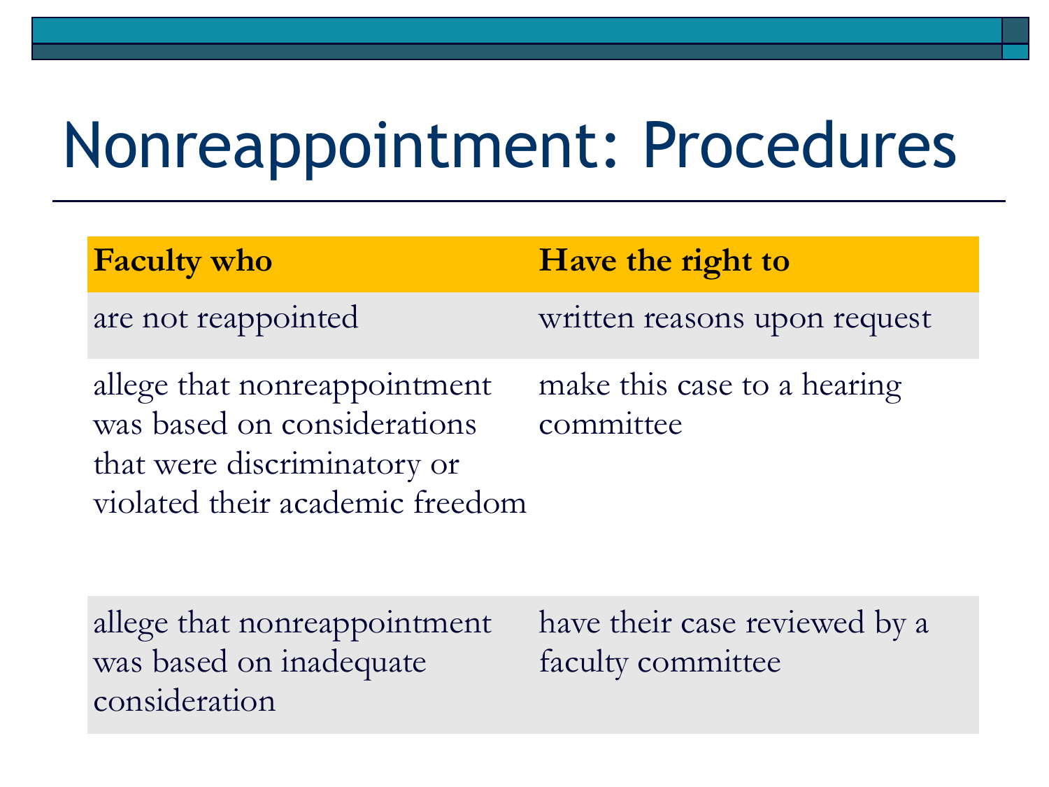# Nonreappointment: Procedures

| Faculty who | Have the right to |
| --- | --- |
| are not reappointed | written reasons upon request |
| allege that nonreappointment was based on considerations that were discriminatory or violated their academic freedom | make this case to a hearing committee |
| allege that nonreappointment was based on inadequate consideration | have their case reviewed by a faculty committee |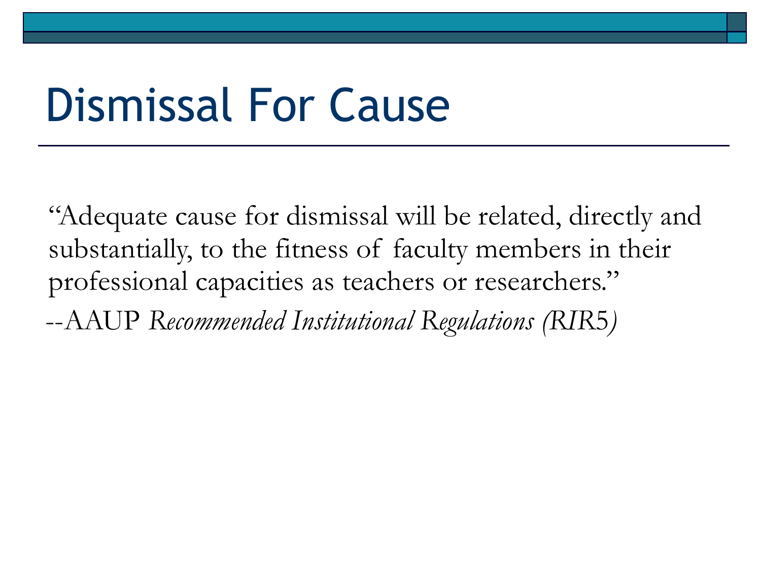# Dismissal For Cause

"Adequate cause for dismissal will be related, directly and substantially, to the fitness of faculty members in their professional capacities as teachers or researchers."

--AAUP *Recommended Institutional Regulations (RIR5)*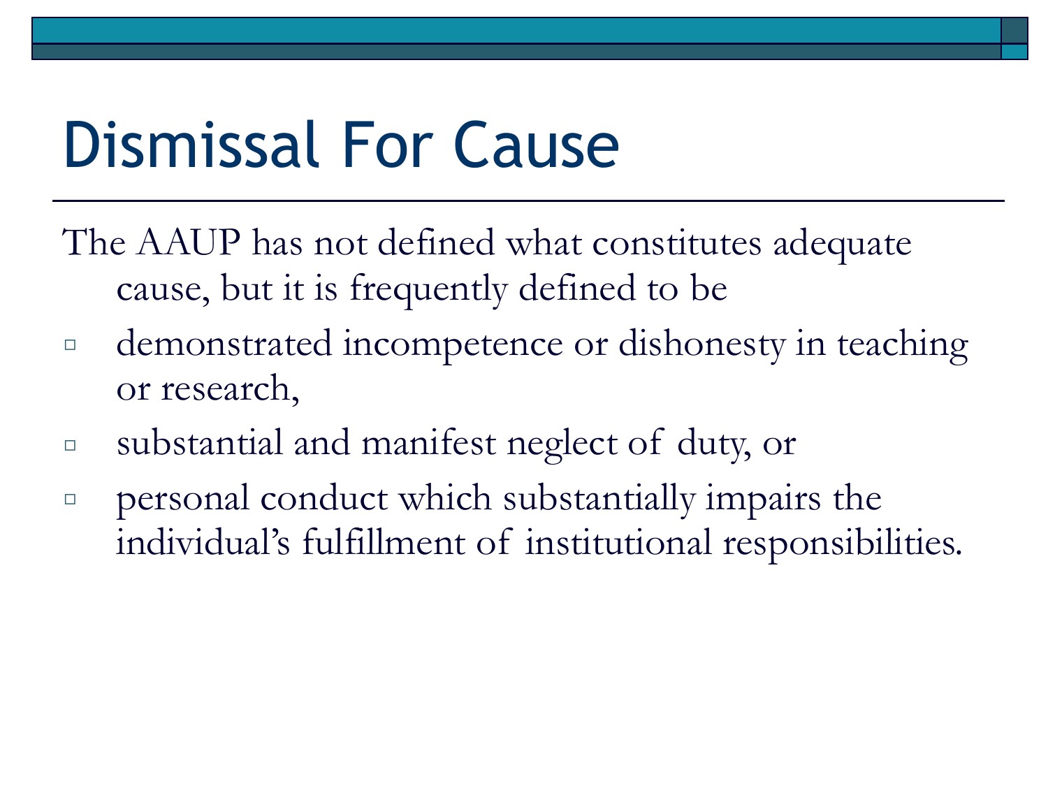# Dismissal For Cause

The AAUP has not defined what constitutes adequate cause, but it is frequently defined to be

- demonstrated incompetence or dishonesty in teaching or research,
- substantial and manifest neglect of duty, or
- personal conduct which substantially impairs the individual's fulfillment of institutional responsibilities.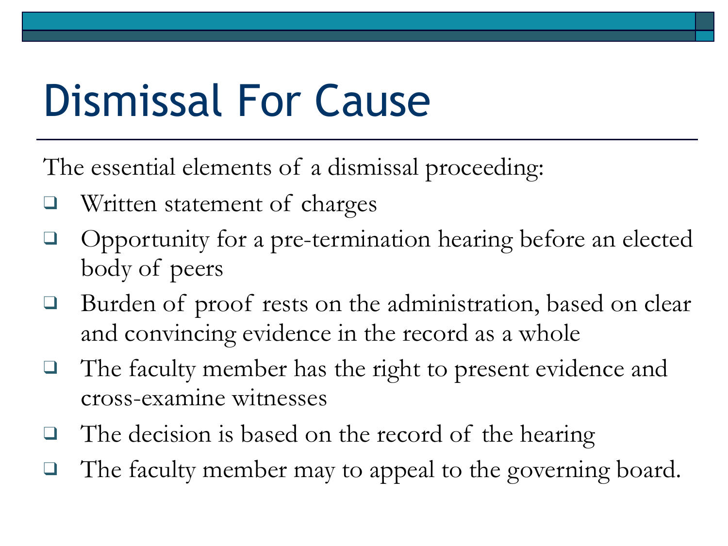# Dismissal For Cause

The essential elements of a dismissal proceeding:

- Written statement of charges
- Opportunity for a pre-termination hearing before an elected body of peers
- Burden of proof rests on the administration, based on clear and convincing evidence in the record as a whole
- The faculty member has the right to present evidence and cross-examine witnesses
- The decision is based on the record of the hearing
- The faculty member may to appeal to the governing board.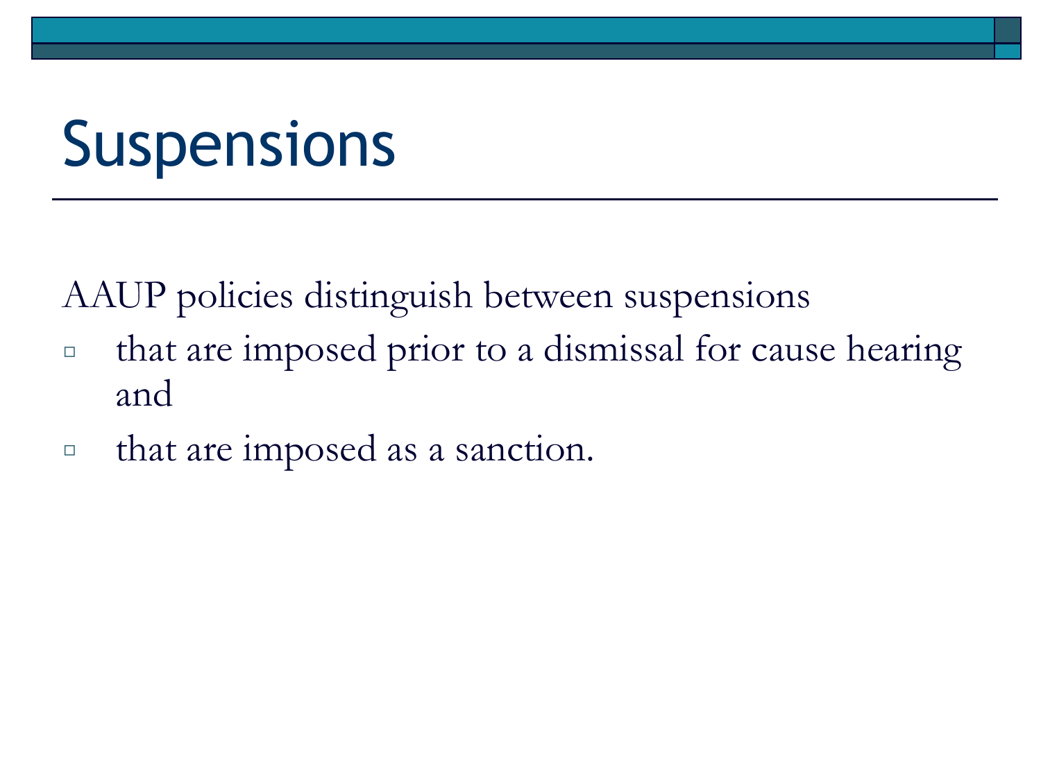# Suspensions

AAUP policies distinguish between suspensions

- that are imposed prior to a dismissal for cause hearing and
- that are imposed as a sanction.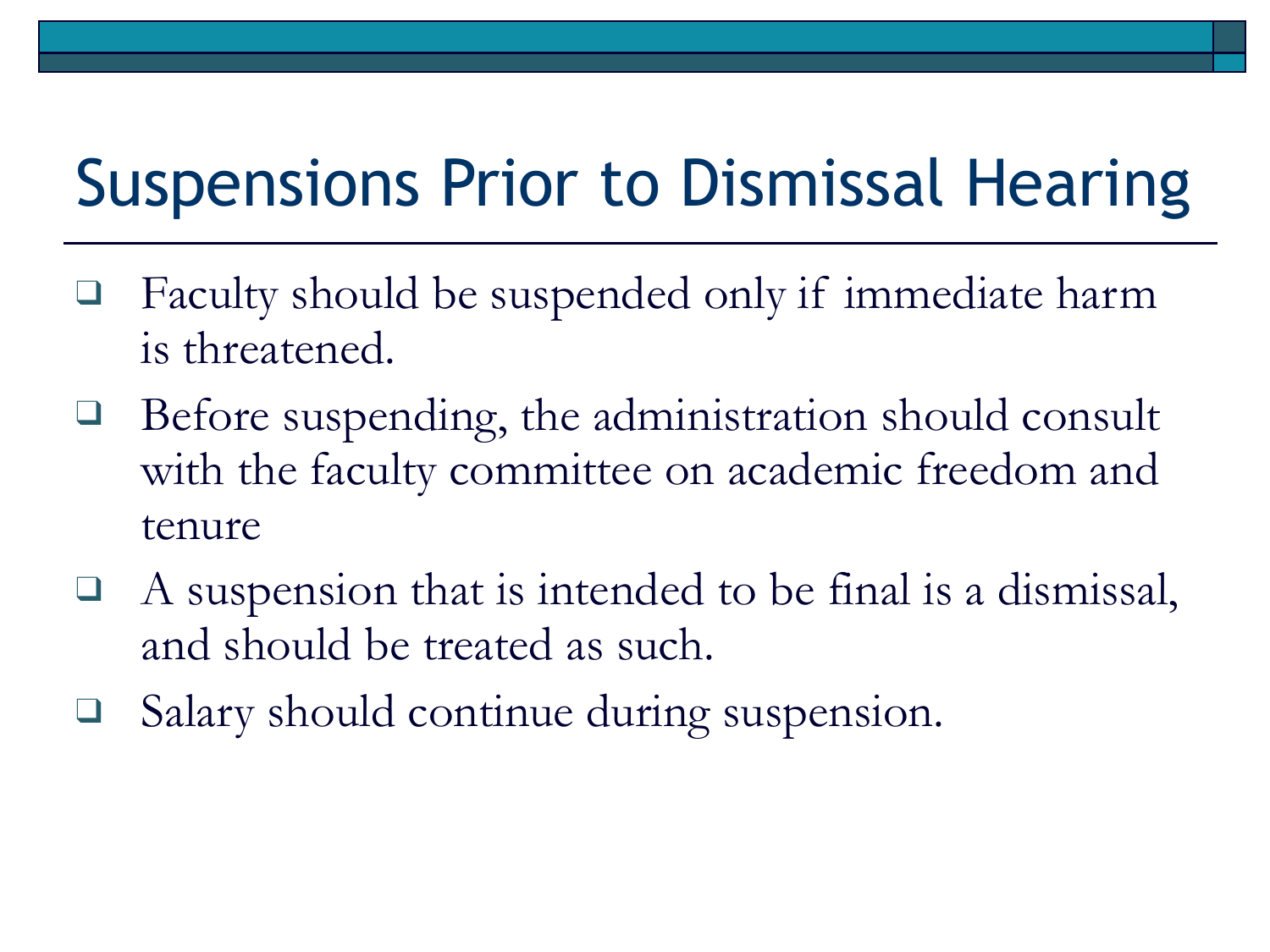# Suspensions Prior to Dismissal Hearing

- Faculty should be suspended only if immediate harm is threatened.
- Before suspending, the administration should consult with the faculty committee on academic freedom and tenure
- A suspension that is intended to be final is a dismissal, and should be treated as such.
- Salary should continue during suspension.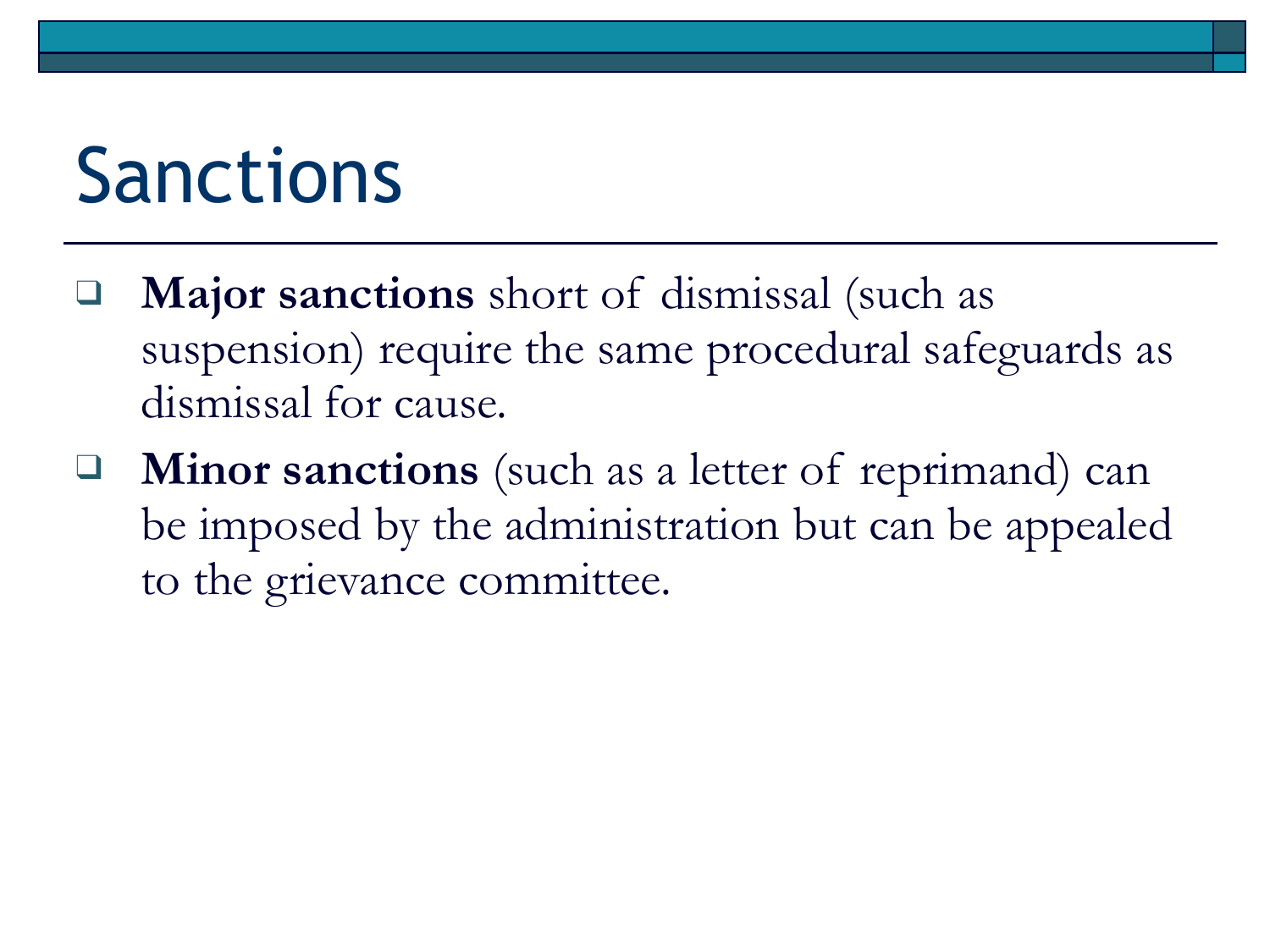# Sanctions

- **Major sanctions** short of dismissal (such as suspension) require the same procedural safeguards as dismissal for cause.
- **Minor sanctions** (such as a letter of reprimand) can be imposed by the administration but can be appealed to the grievance committee.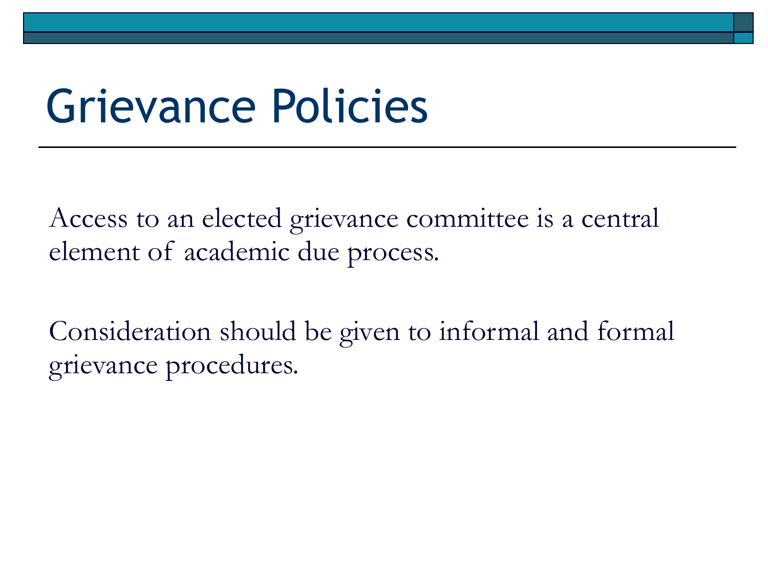# Grievance Policies

Access to an elected grievance committee is a central element of academic due process.

Consideration should be given to informal and formal grievance procedures.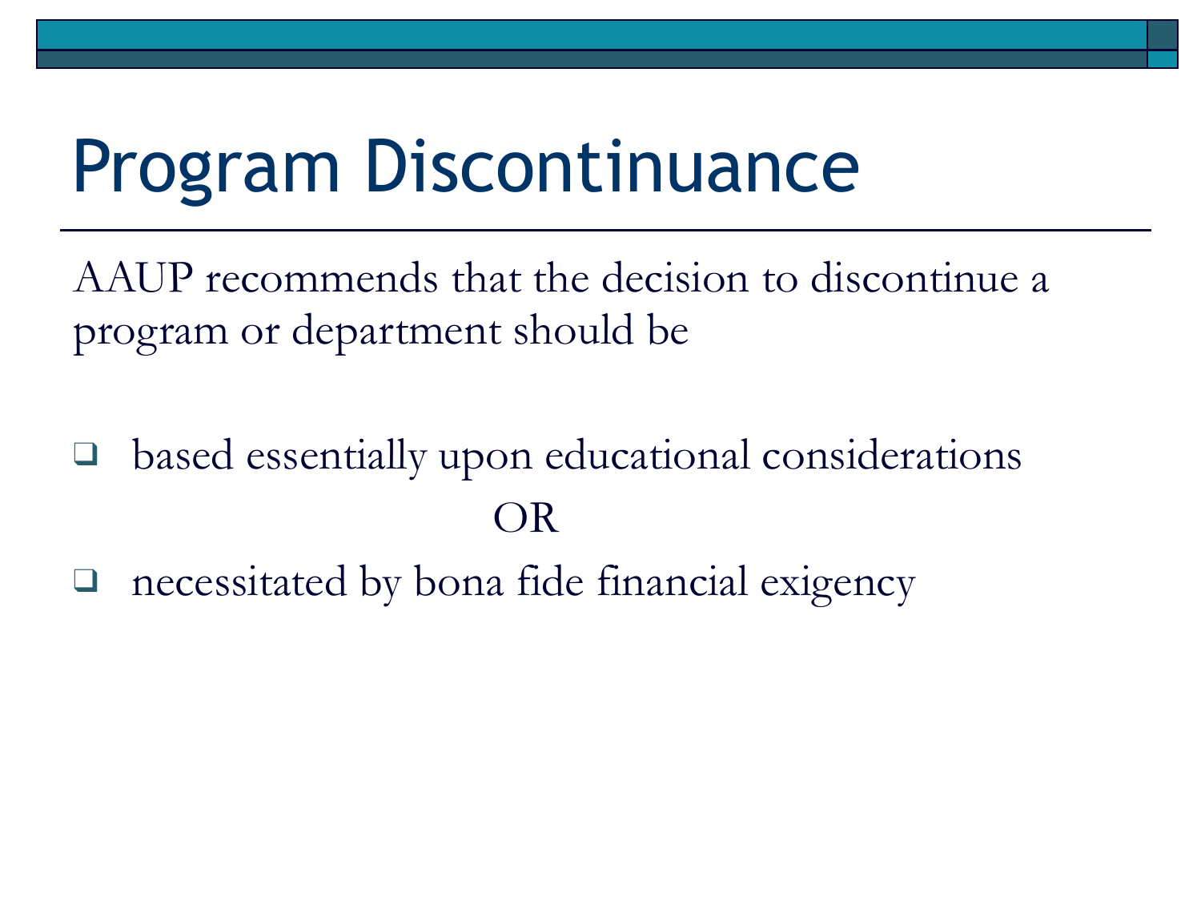# Program Discontinuance

AAUP recommends that the decision to discontinue a program or department should be

- based essentially upon educational considerations

OR

- necessitated by bona fide financial exigency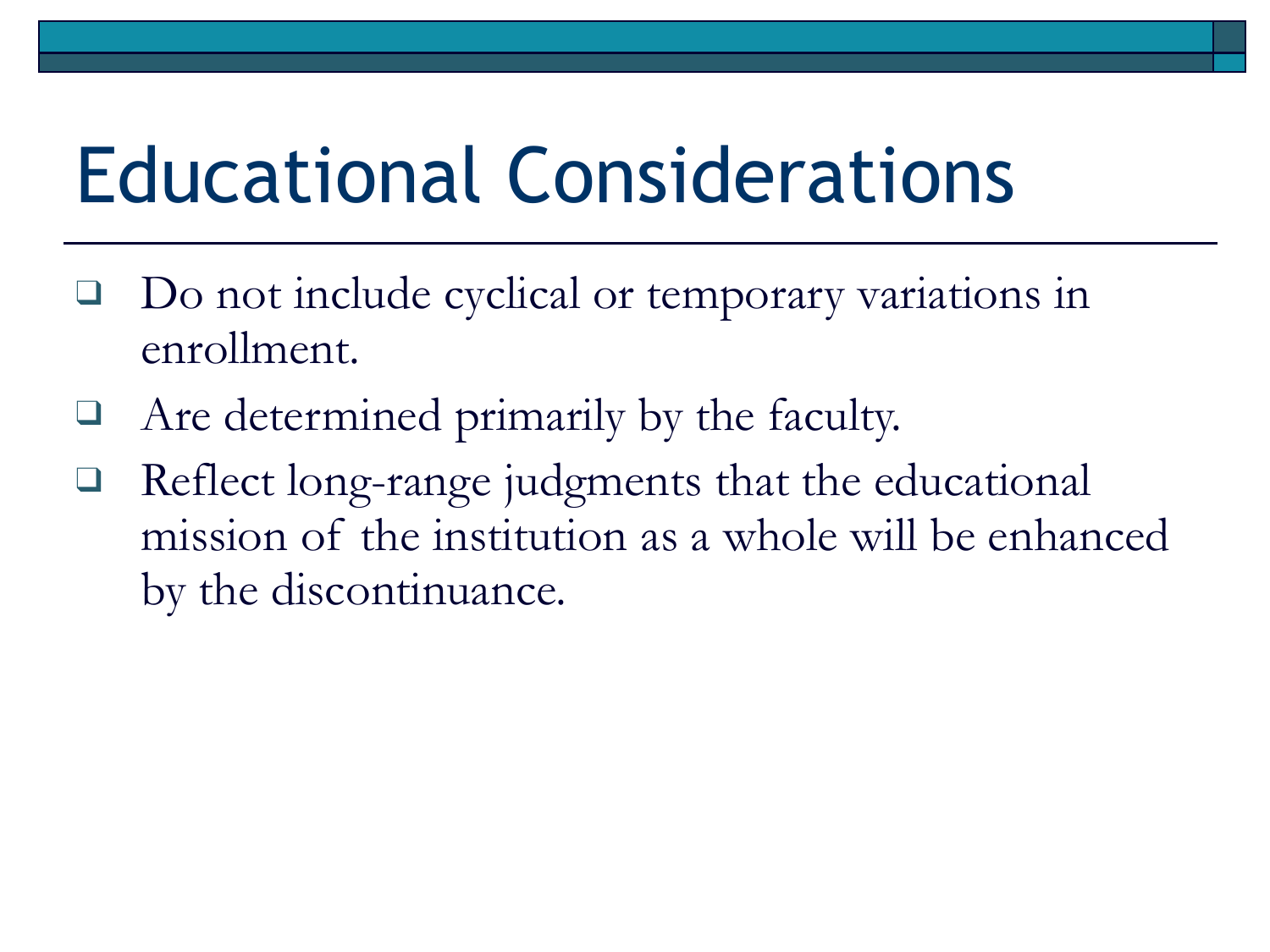# Educational Considerations

- Do not include cyclical or temporary variations in enrollment.
- Are determined primarily by the faculty.
- Reflect long-range judgments that the educational mission of the institution as a whole will be enhanced by the discontinuance.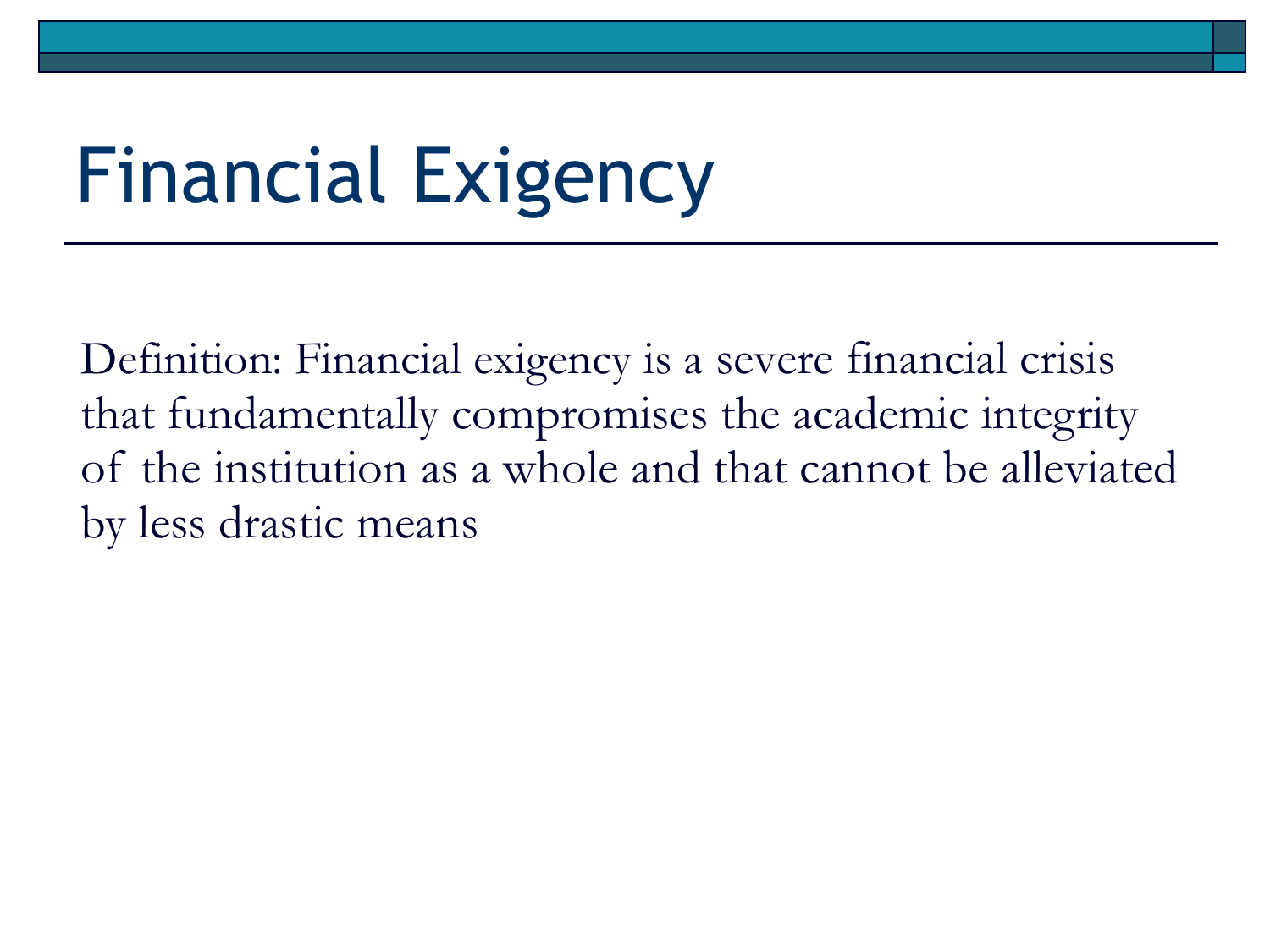# Financial Exigency

Definition: Financial exigency is a severe financial crisis that fundamentally compromises the academic integrity of the institution as a whole and that cannot be alleviated by less drastic means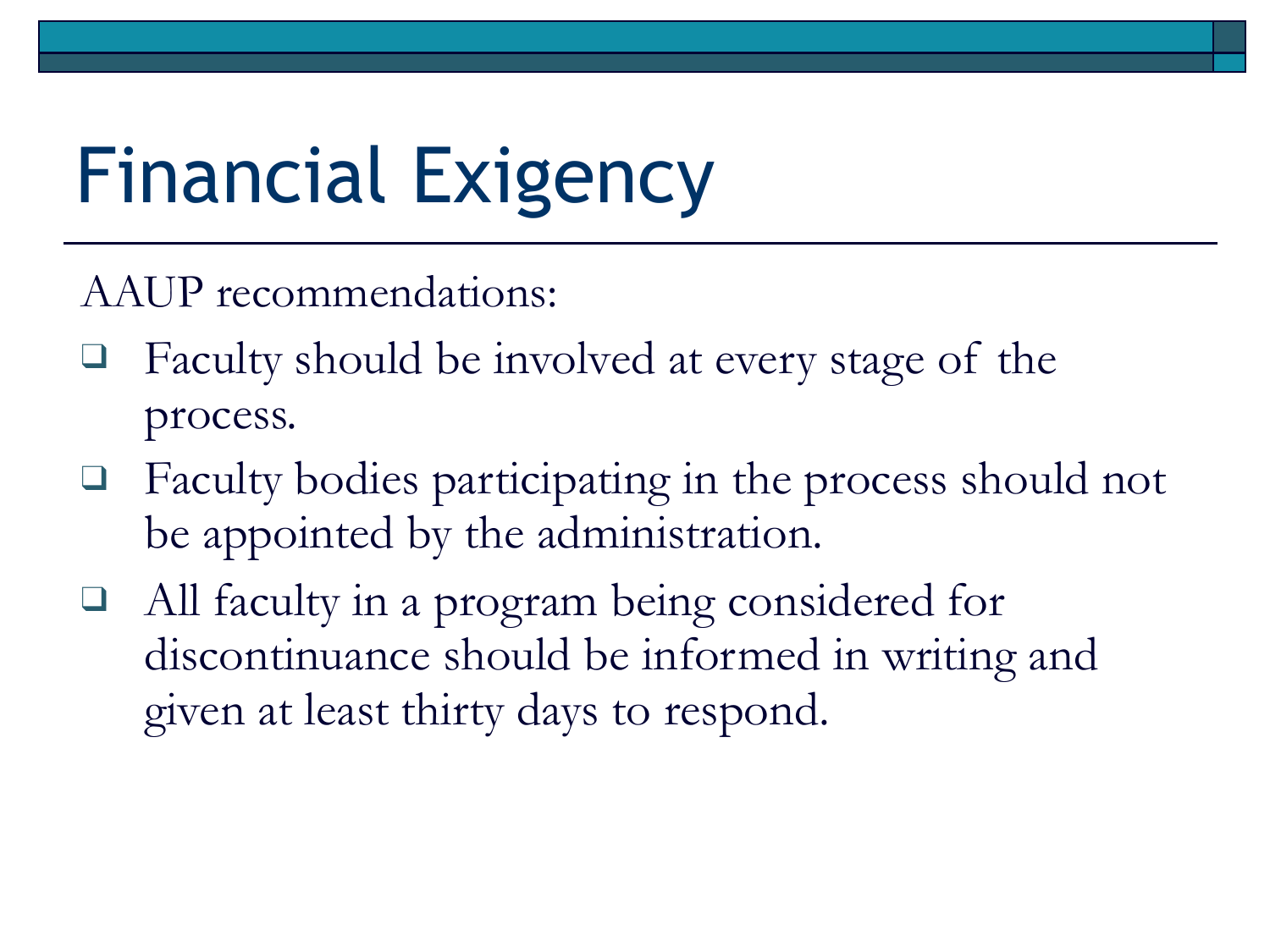# Financial Exigency

AAUP recommendations:

- Faculty should be involved at every stage of the process.
- Faculty bodies participating in the process should not be appointed by the administration.
- All faculty in a program being considered for discontinuance should be informed in writing and given at least thirty days to respond.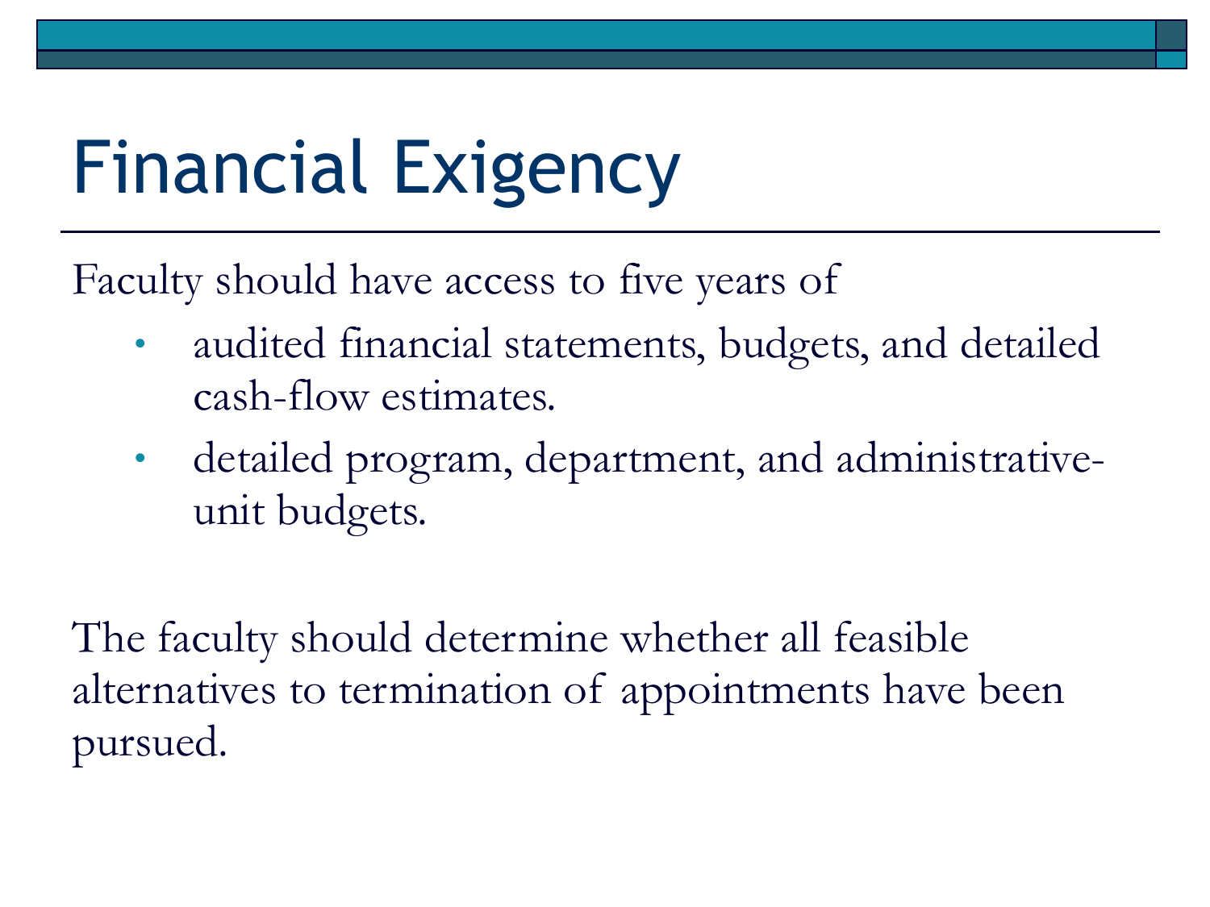# Financial Exigency

Faculty should have access to five years of

- audited financial statements, budgets, and detailed cash-flow estimates.
- detailed program, department, and administrative-unit budgets.

The faculty should determine whether all feasible alternatives to termination of appointments have been pursued.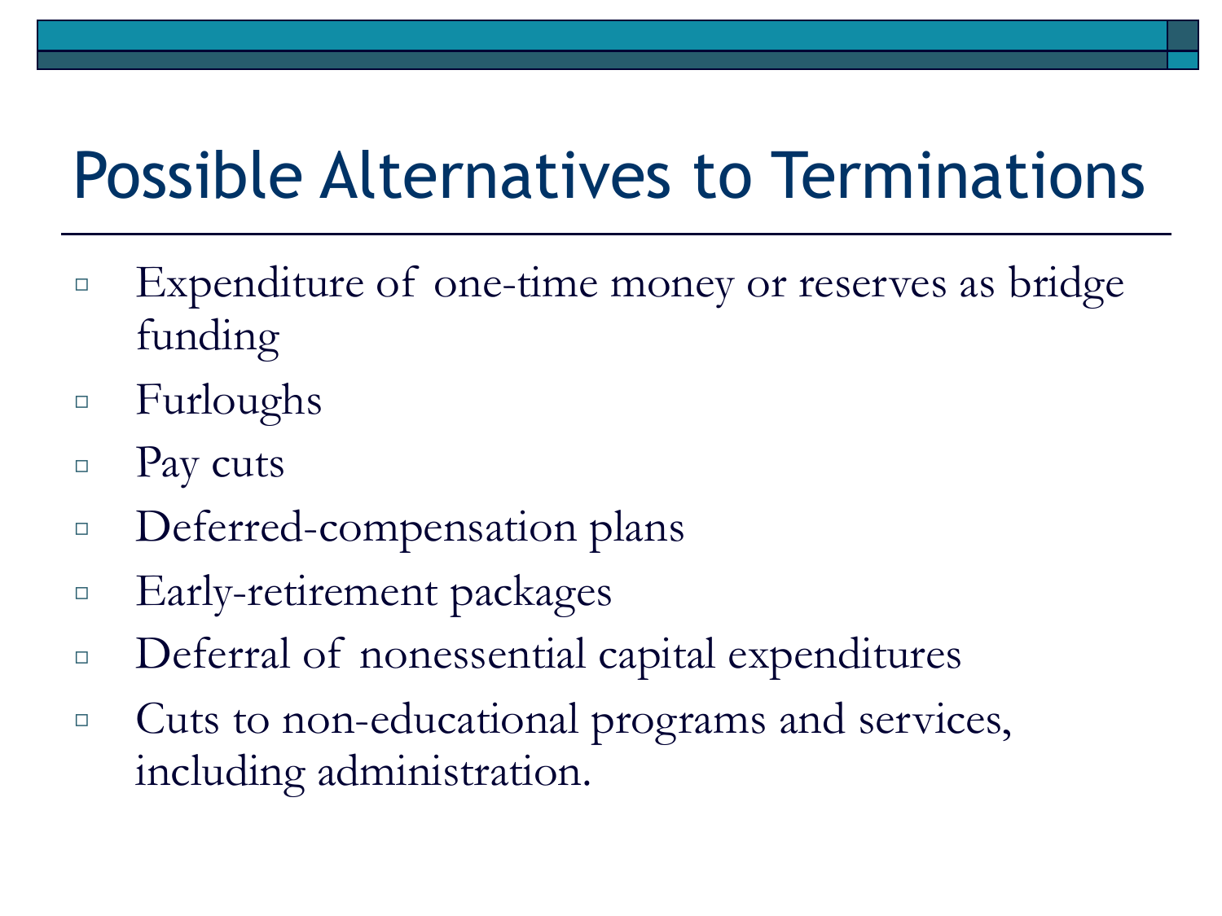# Possible Alternatives to Terminations

- Expenditure of one-time money or reserves as bridge funding
- Furloughs
- Pay cuts
- Deferred-compensation plans
- Early-retirement packages
- Deferral of nonessential capital expenditures
- Cuts to non-educational programs and services, including administration.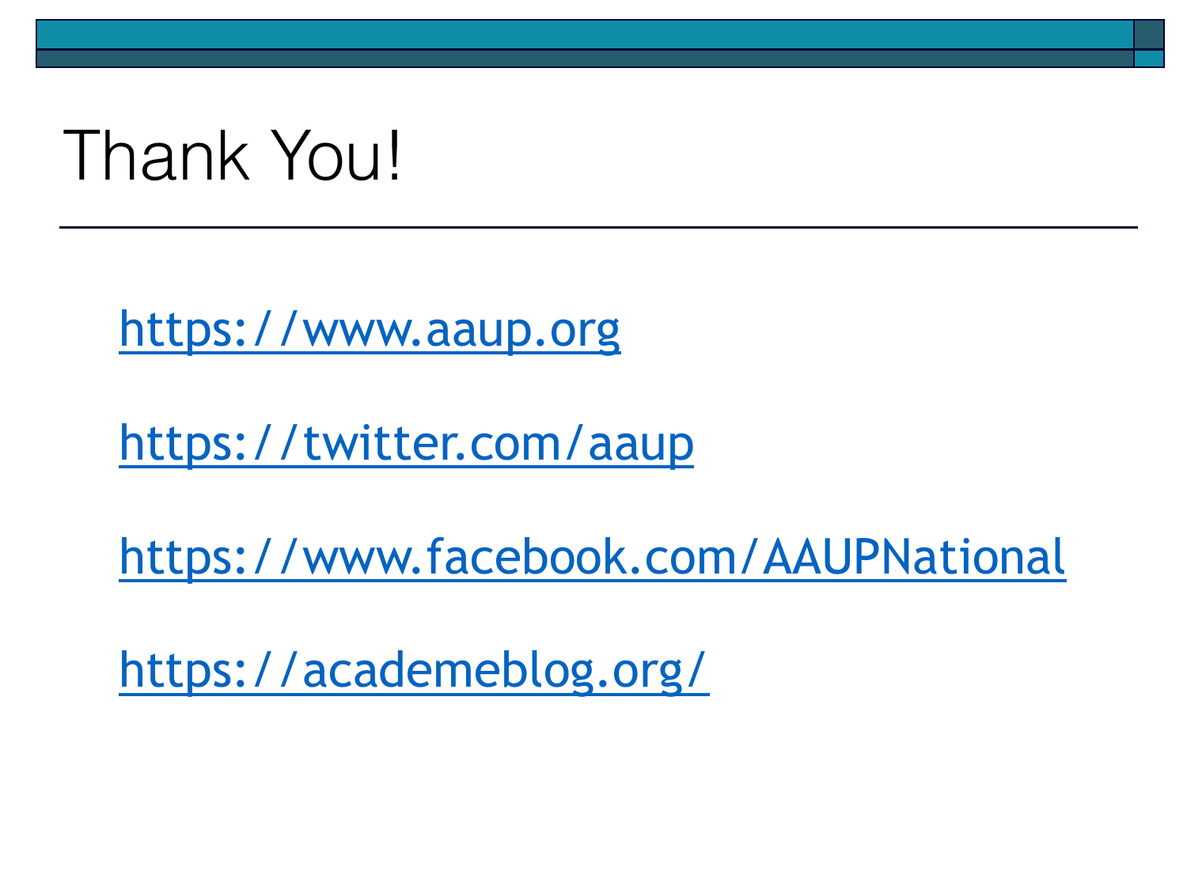# Thank You!

https://www.aaup.org

https://twitter.com/aaup

https://www.facebook.com/AAUPNational

https://academeblog.org/